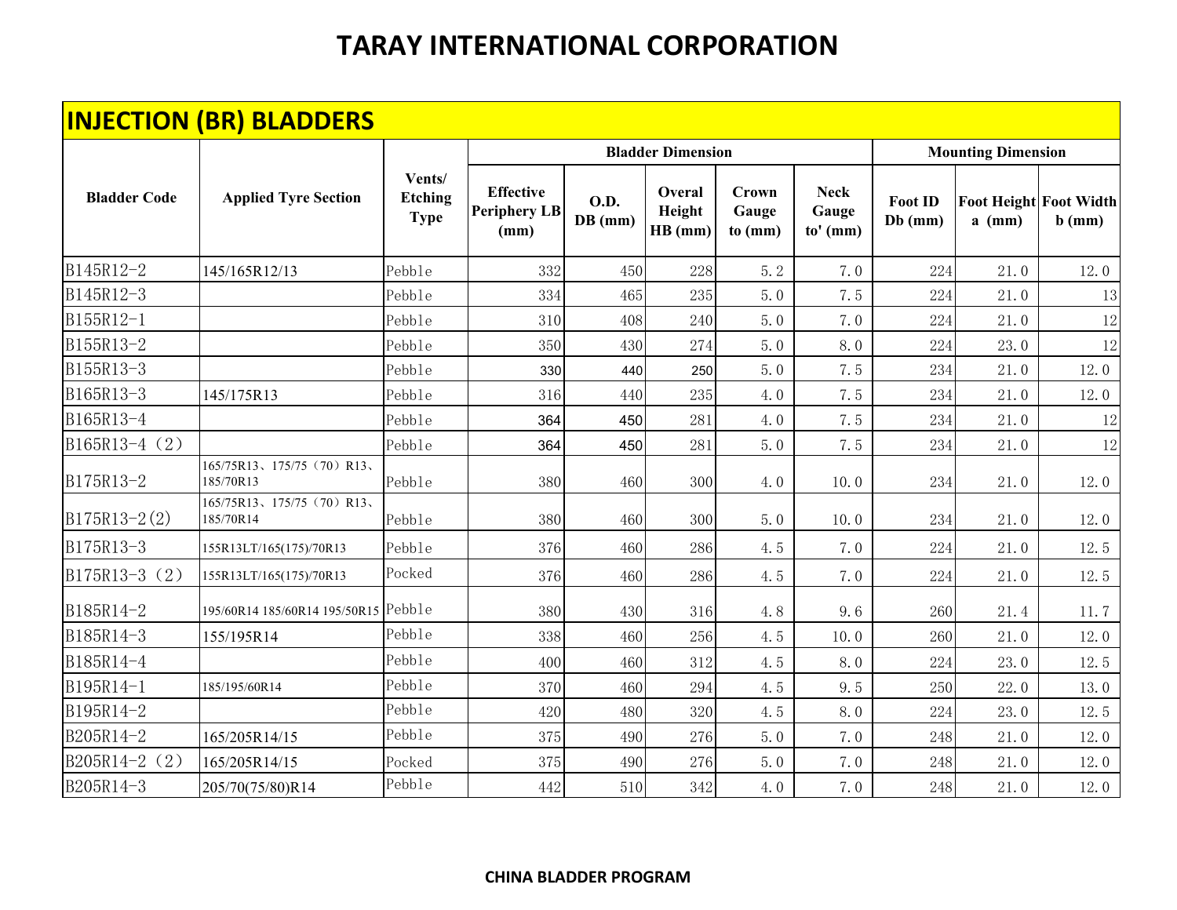# TARAY INTERNATIONAL CORPORATION

## INJECTION (BR) BLADDERS

| Bladder Code | Applied Tyre Section | Vents/ Etching Type | Bladder Dimension | | | | | Mounting Dimension | | |
|---|---|---|---|---|---|---|---|---|---|---|
| | | | Effective Periphery LB (mm) | O.D. DB (mm) | Overal Height HB (mm) | Crown Gauge to (mm) | Neck Gauge to' (mm) | Foot ID Db (mm) | Foot Height a (mm) | Foot Width b (mm) |
| B145R12-2 | 145/165R12/13 | Pebble | 332 | 450 | 228 | 5.2 | 7.0 | 224 | 21.0 | 12.0 |
| B145R12-3 | | Pebble | 334 | 465 | 235 | 5.0 | 7.5 | 224 | 21.0 | 13 |
| B155R12-1 | | Pebble | 310 | 408 | 240 | 5.0 | 7.0 | 224 | 21.0 | 12 |
| B155R13-2 | | Pebble | 350 | 430 | 274 | 5.0 | 8.0 | 224 | 23.0 | 12 |
| B155R13-3 | | Pebble | 330 | 440 | 250 | 5.0 | 7.5 | 234 | 21.0 | 12.0 |
| B165R13-3 | 145/175R13 | Pebble | 316 | 440 | 235 | 4.0 | 7.5 | 234 | 21.0 | 12.0 |
| B165R13-4 | | Pebble | 364 | 450 | 281 | 4.0 | 7.5 | 234 | 21.0 | 12 |
| B165R13-4（2） | | Pebble | 364 | 450 | 281 | 5.0 | 7.5 | 234 | 21.0 | 12 |
| B175R13-2 | 165/75R13、175/75（70）R13、185/70R13 | Pebble | 380 | 460 | 300 | 4.0 | 10.0 | 234 | 21.0 | 12.0 |
| B175R13-2(2) | 165/75R13、175/75（70）R13、185/70R14 | Pebble | 380 | 460 | 300 | 5.0 | 10.0 | 234 | 21.0 | 12.0 |
| B175R13-3 | 155R13LT/165(175)/70R13 | Pebble | 376 | 460 | 286 | 4.5 | 7.0 | 224 | 21.0 | 12.5 |
| B175R13-3（2） | 155R13LT/165(175)/70R13 | Pocked | 376 | 460 | 286 | 4.5 | 7.0 | 224 | 21.0 | 12.5 |
| B185R14-2 | 195/60R14 185/60R14 195/50R15 | Pebble | 380 | 430 | 316 | 4.8 | 9.6 | 260 | 21.4 | 11.7 |
| B185R14-3 | 155/195R14 | Pebble | 338 | 460 | 256 | 4.5 | 10.0 | 260 | 21.0 | 12.0 |
| B185R14-4 | | Pebble | 400 | 460 | 312 | 4.5 | 8.0 | 224 | 23.0 | 12.5 |
| B195R14-1 | 185/195/60R14 | Pebble | 370 | 460 | 294 | 4.5 | 9.5 | 250 | 22.0 | 13.0 |
| B195R14-2 | | Pebble | 420 | 480 | 320 | 4.5 | 8.0 | 224 | 23.0 | 12.5 |
| B205R14-2 | 165/205R14/15 | Pebble | 375 | 490 | 276 | 5.0 | 7.0 | 248 | 21.0 | 12.0 |
| B205R14-2（2） | 165/205R14/15 | Pocked | 375 | 490 | 276 | 5.0 | 7.0 | 248 | 21.0 | 12.0 |
| B205R14-3 | 205/70(75/80)R14 | Pebble | 442 | 510 | 342 | 4.0 | 7.0 | 248 | 21.0 | 12.0 |

**CHINA BLADDER PROGRAM**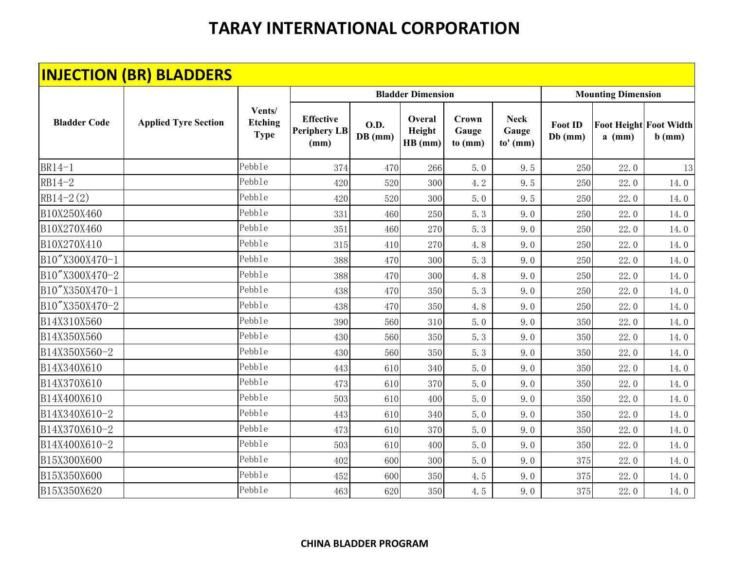# TARAY INTERNATIONAL CORPORATION

## INJECTION (BR) BLADDERS

| Bladder Code | Applied Tyre Section | Vents/ Etching Type | Bladder Dimension | | | | | Mounting Dimension | | |
|---|---|---|---|---|---|---|---|---|---|---|
| | | | Effective Periphery LB (mm) | O.D. DB (mm) | Overal Height HB (mm) | Crown Gauge to (mm) | Neck Gauge to' (mm) | Foot ID Db (mm) | Foot Height a (mm) | Foot Width b (mm) |
| BR14-1 | | Pebble | 374 | 470 | 266 | 5.0 | 9.5 | 250 | 22.0 | 13 |
| RB14-2 | | Pebble | 420 | 520 | 300 | 4.2 | 9.5 | 250 | 22.0 | 14.0 |
| RB14-2(2) | | Pebble | 420 | 520 | 300 | 5.0 | 9.5 | 250 | 22.0 | 14.0 |
| B10X250X460 | | Pebble | 331 | 460 | 250 | 5.3 | 9.0 | 250 | 22.0 | 14.0 |
| B10X270X460 | | Pebble | 351 | 460 | 270 | 5.3 | 9.0 | 250 | 22.0 | 14.0 |
| B10X270X410 | | Pebble | 315 | 410 | 270 | 4.8 | 9.0 | 250 | 22.0 | 14.0 |
| B10"X300X470-1 | | Pebble | 388 | 470 | 300 | 5.3 | 9.0 | 250 | 22.0 | 14.0 |
| B10"X300X470-2 | | Pebble | 388 | 470 | 300 | 4.8 | 9.0 | 250 | 22.0 | 14.0 |
| B10"X350X470-1 | | Pebble | 438 | 470 | 350 | 5.3 | 9.0 | 250 | 22.0 | 14.0 |
| B10"X350X470-2 | | Pebble | 438 | 470 | 350 | 4.8 | 9.0 | 250 | 22.0 | 14.0 |
| B14X310X560 | | Pebble | 390 | 560 | 310 | 5.0 | 9.0 | 350 | 22.0 | 14.0 |
| B14X350X560 | | Pebble | 430 | 560 | 350 | 5.3 | 9.0 | 350 | 22.0 | 14.0 |
| B14X350X560-2 | | Pebble | 430 | 560 | 350 | 5.3 | 9.0 | 350 | 22.0 | 14.0 |
| B14X340X610 | | Pebble | 443 | 610 | 340 | 5.0 | 9.0 | 350 | 22.0 | 14.0 |
| B14X370X610 | | Pebble | 473 | 610 | 370 | 5.0 | 9.0 | 350 | 22.0 | 14.0 |
| B14X400X610 | | Pebble | 503 | 610 | 400 | 5.0 | 9.0 | 350 | 22.0 | 14.0 |
| B14X340X610-2 | | Pebble | 443 | 610 | 340 | 5.0 | 9.0 | 350 | 22.0 | 14.0 |
| B14X370X610-2 | | Pebble | 473 | 610 | 370 | 5.0 | 9.0 | 350 | 22.0 | 14.0 |
| B14X400X610-2 | | Pebble | 503 | 610 | 400 | 5.0 | 9.0 | 350 | 22.0 | 14.0 |
| B15X300X600 | | Pebble | 402 | 600 | 300 | 5.0 | 9.0 | 375 | 22.0 | 14.0 |
| B15X350X600 | | Pebble | 452 | 600 | 350 | 4.5 | 9.0 | 375 | 22.0 | 14.0 |
| B15X350X620 | | Pebble | 463 | 620 | 350 | 4.5 | 9.0 | 375 | 22.0 | 14.0 |

**CHINA BLADDER PROGRAM**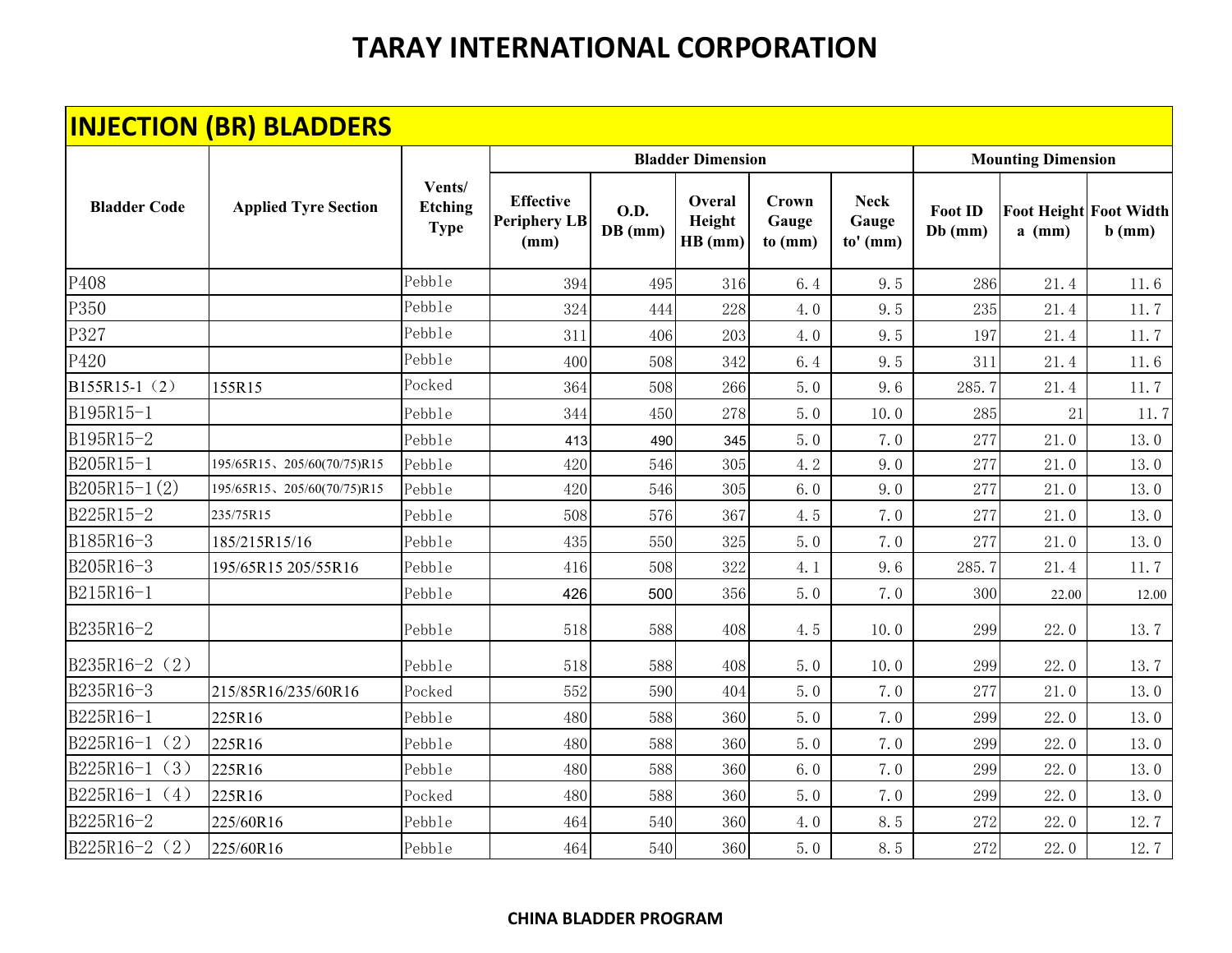# TARAY INTERNATIONAL CORPORATION

## INJECTION (BR) BLADDERS

| Bladder Code | Applied Tyre Section | Vents/ Etching Type | Bladder Dimension | | | | | Mounting Dimension | | |
|---|---|---|---|---|---|---|---|---|---|---|
| | | | Effective Periphery LB (mm) | O.D. DB (mm) | Overal Height HB (mm) | Crown Gauge to (mm) | Neck Gauge to' (mm) | Foot ID Db (mm) | Foot Height a (mm) | Foot Width b (mm) |
| P408 | | Pebble | 394 | 495 | 316 | 6.4 | 9.5 | 286 | 21.4 | 11.6 |
| P350 | | Pebble | 324 | 444 | 228 | 4.0 | 9.5 | 235 | 21.4 | 11.7 |
| P327 | | Pebble | 311 | 406 | 203 | 4.0 | 9.5 | 197 | 21.4 | 11.7 |
| P420 | | Pebble | 400 | 508 | 342 | 6.4 | 9.5 | 311 | 21.4 | 11.6 |
| B155R15-1（2） | 155R15 | Pocked | 364 | 508 | 266 | 5.0 | 9.6 | 285.7 | 21.4 | 11.7 |
| B195R15-1 | | Pebble | 344 | 450 | 278 | 5.0 | 10.0 | 285 | 21 | 11.7 |
| B195R15-2 | | Pebble | 413 | 490 | 345 | 5.0 | 7.0 | 277 | 21.0 | 13.0 |
| B205R15-1 | 195/65R15、205/60(70/75)R15 | Pebble | 420 | 546 | 305 | 4.2 | 9.0 | 277 | 21.0 | 13.0 |
| B205R15-1(2) | 195/65R15、205/60(70/75)R15 | Pebble | 420 | 546 | 305 | 6.0 | 9.0 | 277 | 21.0 | 13.0 |
| B225R15-2 | 235/75R15 | Pebble | 508 | 576 | 367 | 4.5 | 7.0 | 277 | 21.0 | 13.0 |
| B185R16-3 | 185/215R15/16 | Pebble | 435 | 550 | 325 | 5.0 | 7.0 | 277 | 21.0 | 13.0 |
| B205R16-3 | 195/65R15 205/55R16 | Pebble | 416 | 508 | 322 | 4.1 | 9.6 | 285.7 | 21.4 | 11.7 |
| B215R16-1 | | Pebble | 426 | 500 | 356 | 5.0 | 7.0 | 300 | 22.00 | 12.00 |
| B235R16-2 | | Pebble | 518 | 588 | 408 | 4.5 | 10.0 | 299 | 22.0 | 13.7 |
| B235R16-2（2） | | Pebble | 518 | 588 | 408 | 5.0 | 10.0 | 299 | 22.0 | 13.7 |
| B235R16-3 | 215/85R16/235/60R16 | Pocked | 552 | 590 | 404 | 5.0 | 7.0 | 277 | 21.0 | 13.0 |
| B225R16-1 | 225R16 | Pebble | 480 | 588 | 360 | 5.0 | 7.0 | 299 | 22.0 | 13.0 |
| B225R16-1（2） | 225R16 | Pebble | 480 | 588 | 360 | 5.0 | 7.0 | 299 | 22.0 | 13.0 |
| B225R16-1（3） | 225R16 | Pebble | 480 | 588 | 360 | 6.0 | 7.0 | 299 | 22.0 | 13.0 |
| B225R16-1（4） | 225R16 | Pocked | 480 | 588 | 360 | 5.0 | 7.0 | 299 | 22.0 | 13.0 |
| B225R16-2 | 225/60R16 | Pebble | 464 | 540 | 360 | 4.0 | 8.5 | 272 | 22.0 | 12.7 |
| B225R16-2（2） | 225/60R16 | Pebble | 464 | 540 | 360 | 5.0 | 8.5 | 272 | 22.0 | 12.7 |

**CHINA BLADDER PROGRAM**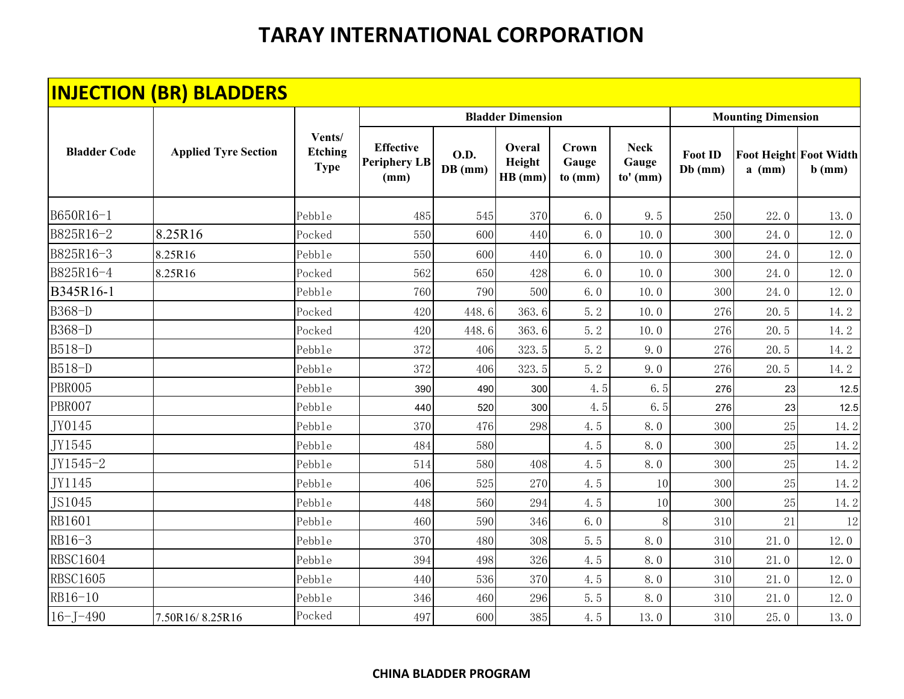# TARAY INTERNATIONAL CORPORATION

## INJECTION (BR) BLADDERS

| Bladder Code | Applied Tyre Section | Vents/ Etching Type | Bladder Dimension | | | | | Mounting Dimension | | |
|---|---|---|---|---|---|---|---|---|---|---|
| | | | Effective Periphery LB (mm) | O.D. DB (mm) | Overal Height HB (mm) | Crown Gauge to (mm) | Neck Gauge to' (mm) | Foot ID Db (mm) | Foot Height a (mm) | Foot Width b (mm) |
| B650R16-1 | | Pebble | 485 | 545 | 370 | 6.0 | 9.5 | 250 | 22.0 | 13.0 |
| B825R16-2 | 8.25R16 | Pocked | 550 | 600 | 440 | 6.0 | 10.0 | 300 | 24.0 | 12.0 |
| B825R16-3 | 8.25R16 | Pebble | 550 | 600 | 440 | 6.0 | 10.0 | 300 | 24.0 | 12.0 |
| B825R16-4 | 8.25R16 | Pocked | 562 | 650 | 428 | 6.0 | 10.0 | 300 | 24.0 | 12.0 |
| B345R16-1 | | Pebble | 760 | 790 | 500 | 6.0 | 10.0 | 300 | 24.0 | 12.0 |
| B368-D | | Pocked | 420 | 448.6 | 363.6 | 5.2 | 10.0 | 276 | 20.5 | 14.2 |
| B368-D | | Pocked | 420 | 448.6 | 363.6 | 5.2 | 10.0 | 276 | 20.5 | 14.2 |
| B518-D | | Pebble | 372 | 406 | 323.5 | 5.2 | 9.0 | 276 | 20.5 | 14.2 |
| B518-D | | Pebble | 372 | 406 | 323.5 | 5.2 | 9.0 | 276 | 20.5 | 14.2 |
| PBR005 | | Pebble | 390 | 490 | 300 | 4.5 | 6.5 | 276 | 23 | 12.5 |
| PBR007 | | Pebble | 440 | 520 | 300 | 4.5 | 6.5 | 276 | 23 | 12.5 |
| JY0145 | | Pebble | 370 | 476 | 298 | 4.5 | 8.0 | 300 | 25 | 14.2 |
| JY1545 | | Pebble | 484 | 580 | | 4.5 | 8.0 | 300 | 25 | 14.2 |
| JY1545-2 | | Pebble | 514 | 580 | 408 | 4.5 | 8.0 | 300 | 25 | 14.2 |
| JY1145 | | Pebble | 406 | 525 | 270 | 4.5 | 10 | 300 | 25 | 14.2 |
| JS1045 | | Pebble | 448 | 560 | 294 | 4.5 | 10 | 300 | 25 | 14.2 |
| RB1601 | | Pebble | 460 | 590 | 346 | 6.0 | 8 | 310 | 21 | 12 |
| RB16-3 | | Pebble | 370 | 480 | 308 | 5.5 | 8.0 | 310 | 21.0 | 12.0 |
| RBSC1604 | | Pebble | 394 | 498 | 326 | 4.5 | 8.0 | 310 | 21.0 | 12.0 |
| RBSC1605 | | Pebble | 440 | 536 | 370 | 4.5 | 8.0 | 310 | 21.0 | 12.0 |
| RB16-10 | | Pebble | 346 | 460 | 296 | 5.5 | 8.0 | 310 | 21.0 | 12.0 |
| 16-J-490 | 7.50R16/ 8.25R16 | Pocked | 497 | 600 | 385 | 4.5 | 13.0 | 310 | 25.0 | 13.0 |

**CHINA BLADDER PROGRAM**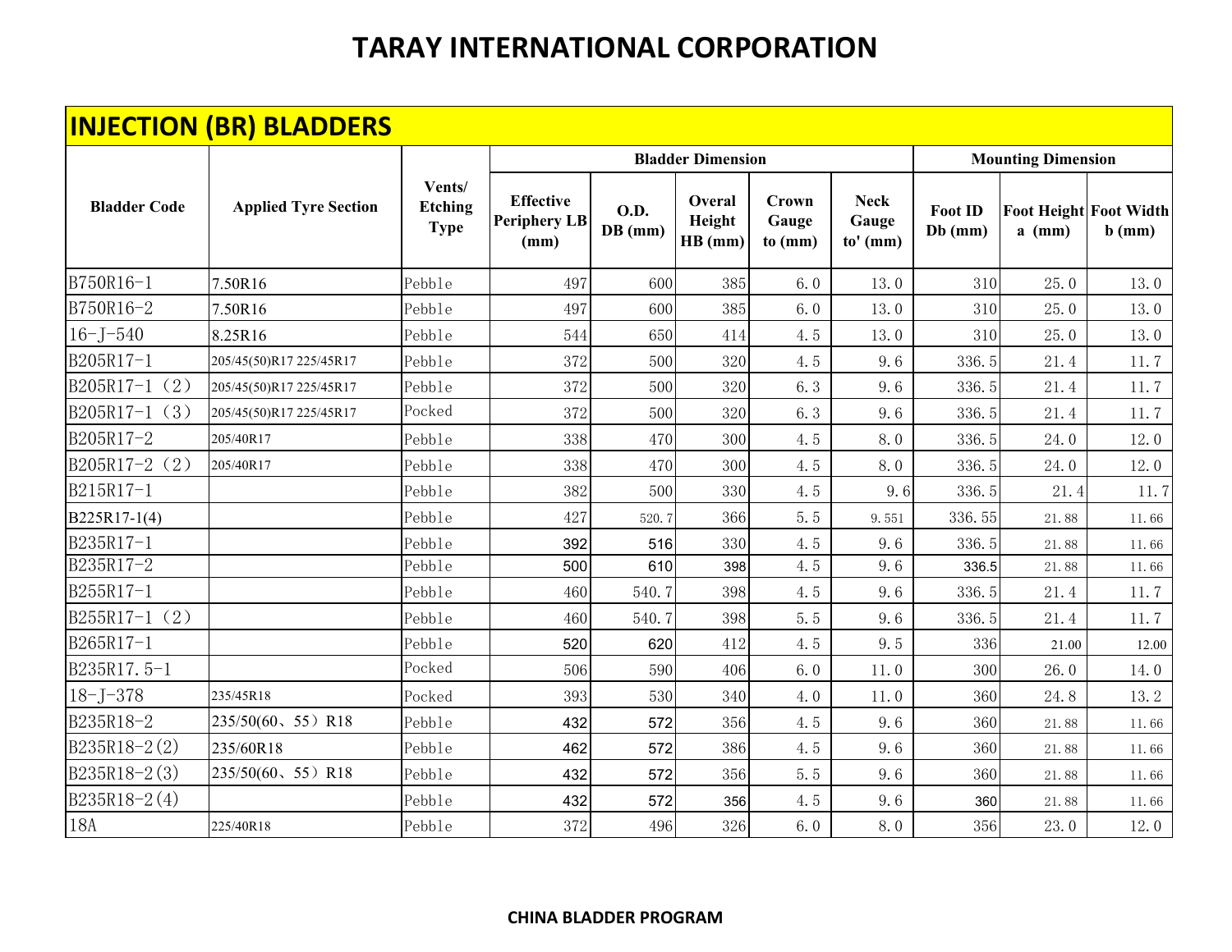# TARAY INTERNATIONAL CORPORATION

## INJECTION (BR) BLADDERS

| Bladder Code | Applied Tyre Section | Vents/ Etching Type | Bladder Dimension | | | | | Mounting Dimension | | |
|---|---|---|---|---|---|---|---|---|---|---|
| | | | Effective Periphery LB (mm) | O.D. DB (mm) | Overal Height HB (mm) | Crown Gauge to (mm) | Neck Gauge to' (mm) | Foot ID Db (mm) | Foot Height a (mm) | Foot Width b (mm) |
| B750R16-1 | 7.50R16 | Pebble | 497 | 600 | 385 | 6.0 | 13.0 | 310 | 25.0 | 13.0 |
| B750R16-2 | 7.50R16 | Pebble | 497 | 600 | 385 | 6.0 | 13.0 | 310 | 25.0 | 13.0 |
| 16-J-540 | 8.25R16 | Pebble | 544 | 650 | 414 | 4.5 | 13.0 | 310 | 25.0 | 13.0 |
| B205R17-1 | 205/45(50)R17 225/45R17 | Pebble | 372 | 500 | 320 | 4.5 | 9.6 | 336.5 | 21.4 | 11.7 |
| B205R17-1（2） | 205/45(50)R17 225/45R17 | Pebble | 372 | 500 | 320 | 6.3 | 9.6 | 336.5 | 21.4 | 11.7 |
| B205R17-1（3） | 205/45(50)R17 225/45R17 | Pocked | 372 | 500 | 320 | 6.3 | 9.6 | 336.5 | 21.4 | 11.7 |
| B205R17-2 | 205/40R17 | Pebble | 338 | 470 | 300 | 4.5 | 8.0 | 336.5 | 24.0 | 12.0 |
| B205R17-2（2） | 205/40R17 | Pebble | 338 | 470 | 300 | 4.5 | 8.0 | 336.5 | 24.0 | 12.0 |
| B215R17-1 | | Pebble | 382 | 500 | 330 | 4.5 | 9.6 | 336.5 | 21.4 | 11.7 |
| B225R17-1(4) | | Pebble | 427 | 520.7 | 366 | 5.5 | 9.551 | 336.55 | 21.88 | 11.66 |
| B235R17-1 | | Pebble | 392 | 516 | 330 | 4.5 | 9.6 | 336.5 | 21.88 | 11.66 |
| B235R17-2 | | Pebble | 500 | 610 | 398 | 4.5 | 9.6 | 336.5 | 21.88 | 11.66 |
| B255R17-1 | | Pebble | 460 | 540.7 | 398 | 4.5 | 9.6 | 336.5 | 21.4 | 11.7 |
| B255R17-1（2） | | Pebble | 460 | 540.7 | 398 | 5.5 | 9.6 | 336.5 | 21.4 | 11.7 |
| B265R17-1 | | Pebble | 520 | 620 | 412 | 4.5 | 9.5 | 336 | 21.00 | 12.00 |
| B235R17.5-1 | | Pocked | 506 | 590 | 406 | 6.0 | 11.0 | 300 | 26.0 | 14.0 |
| 18-J-378 | 235/45R18 | Pocked | 393 | 530 | 340 | 4.0 | 11.0 | 360 | 24.8 | 13.2 |
| B235R18-2 | 235/50(60、55）R18 | Pebble | 432 | 572 | 356 | 4.5 | 9.6 | 360 | 21.88 | 11.66 |
| B235R18-2(2) | 235/60R18 | Pebble | 462 | 572 | 386 | 4.5 | 9.6 | 360 | 21.88 | 11.66 |
| B235R18-2(3) | 235/50(60、55）R18 | Pebble | 432 | 572 | 356 | 5.5 | 9.6 | 360 | 21.88 | 11.66 |
| B235R18-2(4) | | Pebble | 432 | 572 | 356 | 4.5 | 9.6 | 360 | 21.88 | 11.66 |
| 18A | 225/40R18 | Pebble | 372 | 496 | 326 | 6.0 | 8.0 | 356 | 23.0 | 12.0 |

**CHINA BLADDER PROGRAM**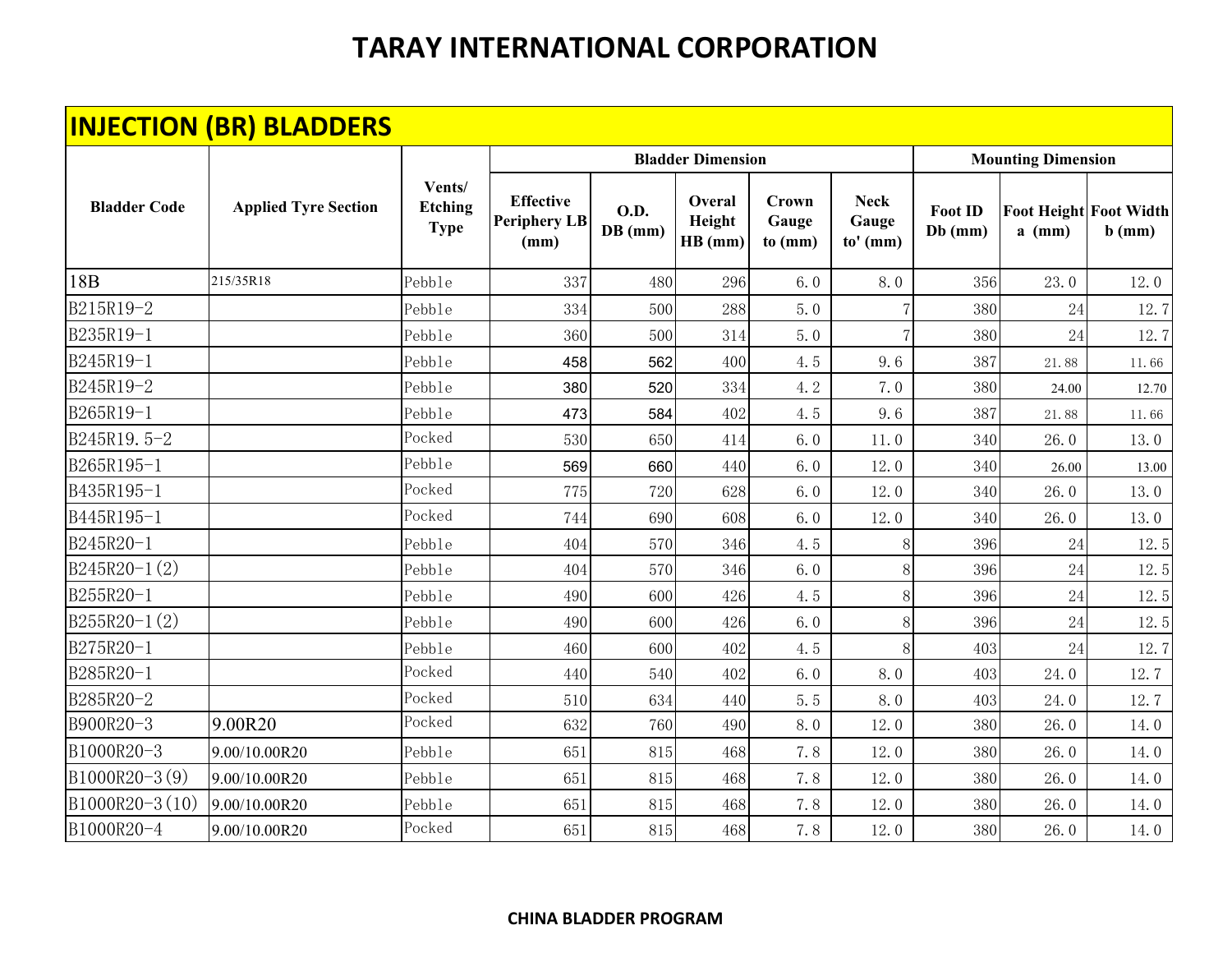# TARAY INTERNATIONAL CORPORATION

## INJECTION (BR) BLADDERS

| Bladder Code | Applied Tyre Section | Vents/ Etching Type | Bladder Dimension | | | | | Mounting Dimension | | |
|---|---|---|---|---|---|---|---|---|---|---|
| | | | Effective Periphery LB (mm) | O.D. DB (mm) | Overal Height HB (mm) | Crown Gauge to (mm) | Neck Gauge to' (mm) | Foot ID Db (mm) | Foot Height a (mm) | Foot Width b (mm) |
| 18B | 215/35R18 | Pebble | 337 | 480 | 296 | 6.0 | 8.0 | 356 | 23.0 | 12.0 |
| B215R19-2 | | Pebble | 334 | 500 | 288 | 5.0 | 7 | 380 | 24 | 12.7 |
| B235R19-1 | | Pebble | 360 | 500 | 314 | 5.0 | 7 | 380 | 24 | 12.7 |
| B245R19-1 | | Pebble | 458 | 562 | 400 | 4.5 | 9.6 | 387 | 21.88 | 11.66 |
| B245R19-2 | | Pebble | 380 | 520 | 334 | 4.2 | 7.0 | 380 | 24.00 | 12.70 |
| B265R19-1 | | Pebble | 473 | 584 | 402 | 4.5 | 9.6 | 387 | 21.88 | 11.66 |
| B245R19.5-2 | | Pocked | 530 | 650 | 414 | 6.0 | 11.0 | 340 | 26.0 | 13.0 |
| B265R195-1 | | Pebble | 569 | 660 | 440 | 6.0 | 12.0 | 340 | 26.00 | 13.00 |
| B435R195-1 | | Pocked | 775 | 720 | 628 | 6.0 | 12.0 | 340 | 26.0 | 13.0 |
| B445R195-1 | | Pocked | 744 | 690 | 608 | 6.0 | 12.0 | 340 | 26.0 | 13.0 |
| B245R20-1 | | Pebble | 404 | 570 | 346 | 4.5 | 8 | 396 | 24 | 12.5 |
| B245R20-1(2) | | Pebble | 404 | 570 | 346 | 6.0 | 8 | 396 | 24 | 12.5 |
| B255R20-1 | | Pebble | 490 | 600 | 426 | 4.5 | 8 | 396 | 24 | 12.5 |
| B255R20-1(2) | | Pebble | 490 | 600 | 426 | 6.0 | 8 | 396 | 24 | 12.5 |
| B275R20-1 | | Pebble | 460 | 600 | 402 | 4.5 | 8 | 403 | 24 | 12.7 |
| B285R20-1 | | Pocked | 440 | 540 | 402 | 6.0 | 8.0 | 403 | 24.0 | 12.7 |
| B285R20-2 | | Pocked | 510 | 634 | 440 | 5.5 | 8.0 | 403 | 24.0 | 12.7 |
| B900R20-3 | 9.00R20 | Pocked | 632 | 760 | 490 | 8.0 | 12.0 | 380 | 26.0 | 14.0 |
| B1000R20-3 | 9.00/10.00R20 | Pebble | 651 | 815 | 468 | 7.8 | 12.0 | 380 | 26.0 | 14.0 |
| B1000R20-3(9) | 9.00/10.00R20 | Pebble | 651 | 815 | 468 | 7.8 | 12.0 | 380 | 26.0 | 14.0 |
| B1000R20-3(10) | 9.00/10.00R20 | Pebble | 651 | 815 | 468 | 7.8 | 12.0 | 380 | 26.0 | 14.0 |
| B1000R20-4 | 9.00/10.00R20 | Pocked | 651 | 815 | 468 | 7.8 | 12.0 | 380 | 26.0 | 14.0 |

**CHINA BLADDER PROGRAM**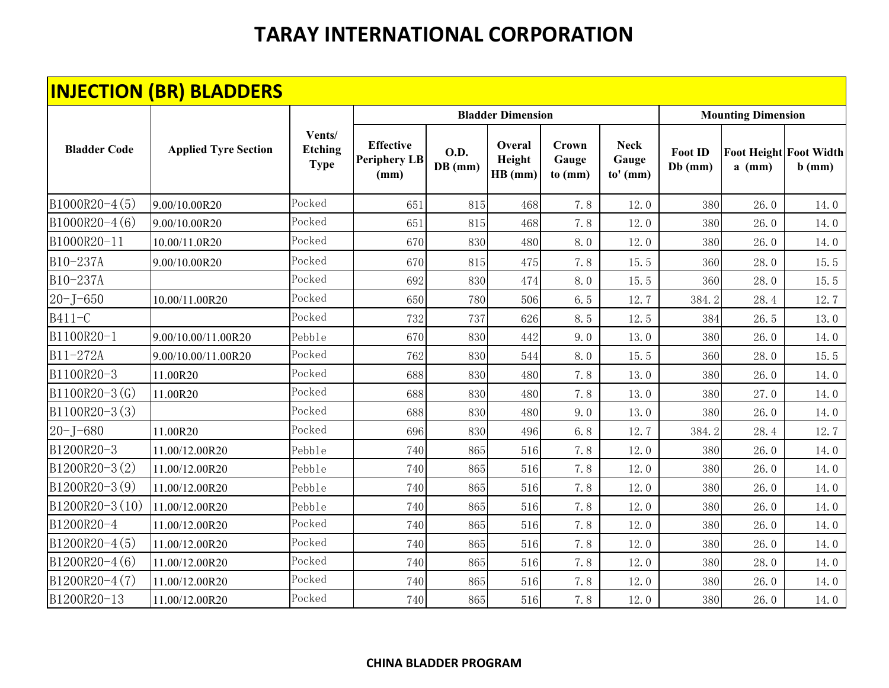# TARAY INTERNATIONAL CORPORATION

## INJECTION (BR) BLADDERS

| Bladder Code | Applied Tyre Section | Vents/ Etching Type | Bladder Dimension | | | | | Mounting Dimension | | |
|---|---|---|---|---|---|---|---|---|---|---|
| | | | Effective Periphery LB (mm) | O.D. DB (mm) | Overal Height HB (mm) | Crown Gauge to (mm) | Neck Gauge to' (mm) | Foot ID Db (mm) | Foot Height a (mm) | Foot Width b (mm) |
| B1000R20-4(5) | 9.00/10.00R20 | Pocked | 651 | 815 | 468 | 7.8 | 12.0 | 380 | 26.0 | 14.0 |
| B1000R20-4(6) | 9.00/10.00R20 | Pocked | 651 | 815 | 468 | 7.8 | 12.0 | 380 | 26.0 | 14.0 |
| B1000R20-11 | 10.00/11.0R20 | Pocked | 670 | 830 | 480 | 8.0 | 12.0 | 380 | 26.0 | 14.0 |
| B10-237A | 9.00/10.00R20 | Pocked | 670 | 815 | 475 | 7.8 | 15.5 | 360 | 28.0 | 15.5 |
| B10-237A | | Pocked | 692 | 830 | 474 | 8.0 | 15.5 | 360 | 28.0 | 15.5 |
| 20-J-650 | 10.00/11.00R20 | Pocked | 650 | 780 | 506 | 6.5 | 12.7 | 384.2 | 28.4 | 12.7 |
| B411-C | | Pocked | 732 | 737 | 626 | 8.5 | 12.5 | 384 | 26.5 | 13.0 |
| B1100R20-1 | 9.00/10.00/11.00R20 | Pebble | 670 | 830 | 442 | 9.0 | 13.0 | 380 | 26.0 | 14.0 |
| B11-272A | 9.00/10.00/11.00R20 | Pocked | 762 | 830 | 544 | 8.0 | 15.5 | 360 | 28.0 | 15.5 |
| B1100R20-3 | 11.00R20 | Pocked | 688 | 830 | 480 | 7.8 | 13.0 | 380 | 26.0 | 14.0 |
| B1100R20-3(G) | 11.00R20 | Pocked | 688 | 830 | 480 | 7.8 | 13.0 | 380 | 27.0 | 14.0 |
| B1100R20-3(3) | | Pocked | 688 | 830 | 480 | 9.0 | 13.0 | 380 | 26.0 | 14.0 |
| 20-J-680 | 11.00R20 | Pocked | 696 | 830 | 496 | 6.8 | 12.7 | 384.2 | 28.4 | 12.7 |
| B1200R20-3 | 11.00/12.00R20 | Pebble | 740 | 865 | 516 | 7.8 | 12.0 | 380 | 26.0 | 14.0 |
| B1200R20-3(2) | 11.00/12.00R20 | Pebble | 740 | 865 | 516 | 7.8 | 12.0 | 380 | 26.0 | 14.0 |
| B1200R20-3(9) | 11.00/12.00R20 | Pebble | 740 | 865 | 516 | 7.8 | 12.0 | 380 | 26.0 | 14.0 |
| B1200R20-3(10) | 11.00/12.00R20 | Pebble | 740 | 865 | 516 | 7.8 | 12.0 | 380 | 26.0 | 14.0 |
| B1200R20-4 | 11.00/12.00R20 | Pocked | 740 | 865 | 516 | 7.8 | 12.0 | 380 | 26.0 | 14.0 |
| B1200R20-4(5) | 11.00/12.00R20 | Pocked | 740 | 865 | 516 | 7.8 | 12.0 | 380 | 26.0 | 14.0 |
| B1200R20-4(6) | 11.00/12.00R20 | Pocked | 740 | 865 | 516 | 7.8 | 12.0 | 380 | 28.0 | 14.0 |
| B1200R20-4(7) | 11.00/12.00R20 | Pocked | 740 | 865 | 516 | 7.8 | 12.0 | 380 | 26.0 | 14.0 |
| B1200R20-13 | 11.00/12.00R20 | Pocked | 740 | 865 | 516 | 7.8 | 12.0 | 380 | 26.0 | 14.0 |

**CHINA BLADDER PROGRAM**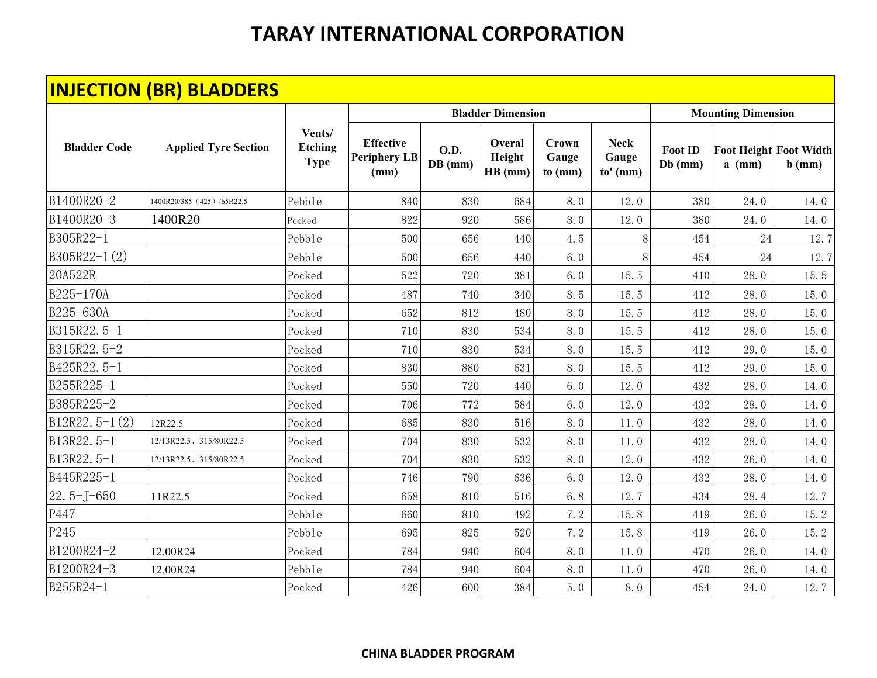# TARAY INTERNATIONAL CORPORATION

## INJECTION (BR) BLADDERS

| Bladder Code | Applied Tyre Section | Vents/ Etching Type | Bladder Dimension | | | | | Mounting Dimension | | |
|---|---|---|---|---|---|---|---|---|---|---|
| | | | Effective Periphery LB (mm) | O.D. DB (mm) | Overal Height HB (mm) | Crown Gauge to (mm) | Neck Gauge to' (mm) | Foot ID Db (mm) | Foot Height a (mm) | Foot Width b (mm) |
| B1400R20-2 | 1400R20/385（425）/65R22.5 | Pebble | 840 | 830 | 684 | 8.0 | 12.0 | 380 | 24.0 | 14.0 |
| B1400R20-3 | 1400R20 | Pocked | 822 | 920 | 586 | 8.0 | 12.0 | 380 | 24.0 | 14.0 |
| B305R22-1 | | Pebble | 500 | 656 | 440 | 4.5 | 8 | 454 | 24 | 12.7 |
| B305R22-1(2) | | Pebble | 500 | 656 | 440 | 6.0 | 8 | 454 | 24 | 12.7 |
| 20A522R | | Pocked | 522 | 720 | 381 | 6.0 | 15.5 | 410 | 28.0 | 15.5 |
| B225-170A | | Pocked | 487 | 740 | 340 | 8.5 | 15.5 | 412 | 28.0 | 15.0 |
| B225-630A | | Pocked | 652 | 812 | 480 | 8.0 | 15.5 | 412 | 28.0 | 15.0 |
| B315R22.5-1 | | Pocked | 710 | 830 | 534 | 8.0 | 15.5 | 412 | 28.0 | 15.0 |
| B315R22.5-2 | | Pocked | 710 | 830 | 534 | 8.0 | 15.5 | 412 | 29.0 | 15.0 |
| B425R22.5-1 | | Pocked | 830 | 880 | 631 | 8.0 | 15.5 | 412 | 29.0 | 15.0 |
| B255R225-1 | | Pocked | 550 | 720 | 440 | 6.0 | 12.0 | 432 | 28.0 | 14.0 |
| B385R225-2 | | Pocked | 706 | 772 | 584 | 6.0 | 12.0 | 432 | 28.0 | 14.0 |
| B12R22.5-1(2) | 12R22.5 | Pocked | 685 | 830 | 516 | 8.0 | 11.0 | 432 | 28.0 | 14.0 |
| B13R22.5-1 | 12/13R22.5、315/80R22.5 | Pocked | 704 | 830 | 532 | 8.0 | 11.0 | 432 | 28.0 | 14.0 |
| B13R22.5-1 | 12/13R22.5、315/80R22.5 | Pocked | 704 | 830 | 532 | 8.0 | 12.0 | 432 | 26.0 | 14.0 |
| B445R225-1 | | Pocked | 746 | 790 | 636 | 6.0 | 12.0 | 432 | 28.0 | 14.0 |
| 22.5-J-650 | 11R22.5 | Pocked | 658 | 810 | 516 | 6.8 | 12.7 | 434 | 28.4 | 12.7 |
| P447 | | Pebble | 660 | 810 | 492 | 7.2 | 15.8 | 419 | 26.0 | 15.2 |
| P245 | | Pebble | 695 | 825 | 520 | 7.2 | 15.8 | 419 | 26.0 | 15.2 |
| B1200R24-2 | 12.00R24 | Pocked | 784 | 940 | 604 | 8.0 | 11.0 | 470 | 26.0 | 14.0 |
| B1200R24-3 | 12.00R24 | Pebble | 784 | 940 | 604 | 8.0 | 11.0 | 470 | 26.0 | 14.0 |
| B255R24-1 | | Pocked | 426 | 600 | 384 | 5.0 | 8.0 | 454 | 24.0 | 12.7 |

**CHINA BLADDER PROGRAM**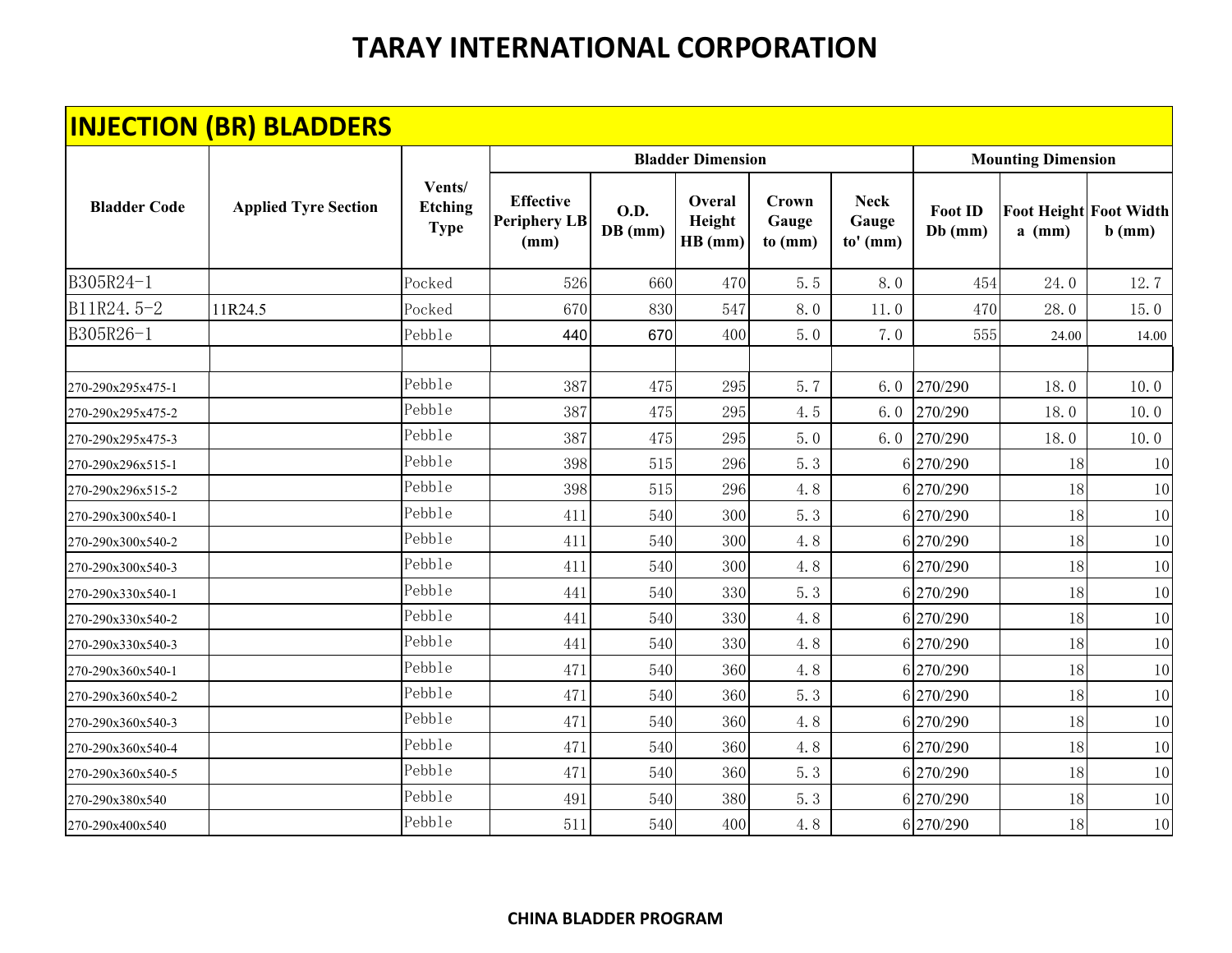# TARAY INTERNATIONAL CORPORATION

## INJECTION (BR) BLADDERS

| Bladder Code | Applied Tyre Section | Vents/ Etching Type | Bladder Dimension | | | | | Mounting Dimension | | |
|---|---|---|---|---|---|---|---|---|---|---|
| | | | Effective Periphery LB (mm) | O.D. DB (mm) | Overal Height HB (mm) | Crown Gauge to (mm) | Neck Gauge to' (mm) | Foot ID Db (mm) | Foot Height a (mm) | Foot Width b (mm) |
| B305R24-1 | | Pocked | 526 | 660 | 470 | 5.5 | 8.0 | 454 | 24.0 | 12.7 |
| B11R24.5-2 | 11R24.5 | Pocked | 670 | 830 | 547 | 8.0 | 11.0 | 470 | 28.0 | 15.0 |
| B305R26-1 | | Pebble | 440 | 670 | 400 | 5.0 | 7.0 | 555 | 24.00 | 14.00 |
| | | | | | | | | | | |
| 270-290x295x475-1 | | Pebble | 387 | 475 | 295 | 5.7 | 6.0 | 270/290 | 18.0 | 10.0 |
| 270-290x295x475-2 | | Pebble | 387 | 475 | 295 | 4.5 | 6.0 | 270/290 | 18.0 | 10.0 |
| 270-290x295x475-3 | | Pebble | 387 | 475 | 295 | 5.0 | 6.0 | 270/290 | 18.0 | 10.0 |
| 270-290x296x515-1 | | Pebble | 398 | 515 | 296 | 5.3 | 6 | 270/290 | 18 | 10 |
| 270-290x296x515-2 | | Pebble | 398 | 515 | 296 | 4.8 | 6 | 270/290 | 18 | 10 |
| 270-290x300x540-1 | | Pebble | 411 | 540 | 300 | 5.3 | 6 | 270/290 | 18 | 10 |
| 270-290x300x540-2 | | Pebble | 411 | 540 | 300 | 4.8 | 6 | 270/290 | 18 | 10 |
| 270-290x300x540-3 | | Pebble | 411 | 540 | 300 | 4.8 | 6 | 270/290 | 18 | 10 |
| 270-290x330x540-1 | | Pebble | 441 | 540 | 330 | 5.3 | 6 | 270/290 | 18 | 10 |
| 270-290x330x540-2 | | Pebble | 441 | 540 | 330 | 4.8 | 6 | 270/290 | 18 | 10 |
| 270-290x330x540-3 | | Pebble | 441 | 540 | 330 | 4.8 | 6 | 270/290 | 18 | 10 |
| 270-290x360x540-1 | | Pebble | 471 | 540 | 360 | 4.8 | 6 | 270/290 | 18 | 10 |
| 270-290x360x540-2 | | Pebble | 471 | 540 | 360 | 5.3 | 6 | 270/290 | 18 | 10 |
| 270-290x360x540-3 | | Pebble | 471 | 540 | 360 | 4.8 | 6 | 270/290 | 18 | 10 |
| 270-290x360x540-4 | | Pebble | 471 | 540 | 360 | 4.8 | 6 | 270/290 | 18 | 10 |
| 270-290x360x540-5 | | Pebble | 471 | 540 | 360 | 5.3 | 6 | 270/290 | 18 | 10 |
| 270-290x380x540 | | Pebble | 491 | 540 | 380 | 5.3 | 6 | 270/290 | 18 | 10 |
| 270-290x400x540 | | Pebble | 511 | 540 | 400 | 4.8 | 6 | 270/290 | 18 | 10 |

**CHINA BLADDER PROGRAM**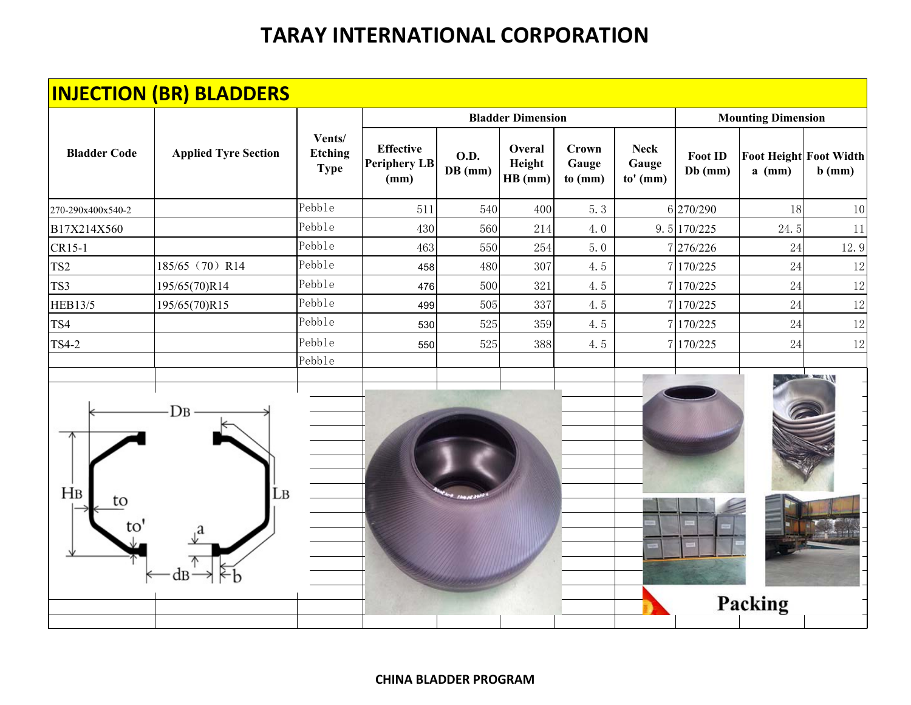# TARAY INTERNATIONAL CORPORATION

## INJECTION (BR) BLADDERS

| Bladder Code | Applied Tyre Section | Vents/ Etching Type | Bladder Dimension | | | | | Mounting Dimension | | |
|---|---|---|---|---|---|---|---|---|---|---|
| | | | Effective Periphery LB (mm) | O.D. DB (mm) | Overal Height HB (mm) | Crown Gauge to (mm) | Neck Gauge to' (mm) | Foot ID Db (mm) | Foot Height a (mm) | Foot Width b (mm) |
| 270-290x400x540-2 | | Pebble | 511 | 540 | 400 | 5.3 | 6 | 270/290 | 18 | 10 |
| B17X214X560 | | Pebble | 430 | 560 | 214 | 4.0 | 9.5 | 170/225 | 24.5 | 11 |
| CR15-1 | | Pebble | 463 | 550 | 254 | 5.0 | 7 | 276/226 | 24 | 12.9 |
| TS2 | 185/65（70）R14 | Pebble | 458 | 480 | 307 | 4.5 | 7 | 170/225 | 24 | 12 |
| TS3 | 195/65(70)R14 | Pebble | 476 | 500 | 321 | 4.5 | 7 | 170/225 | 24 | 12 |
| HEB13/5 | 195/65(70)R15 | Pebble | 499 | 505 | 337 | 4.5 | 7 | 170/225 | 24 | 12 |
| TS4 | | Pebble | 530 | 525 | 359 | 4.5 | 7 | 170/225 | 24 | 12 |
| TS4-2 | | Pebble | 550 | 525 | 388 | 4.5 | 7 | 170/225 | 24 | 12 |
| | | Pebble | | | | | | | | |

Packing

CHINA BLADDER PROGRAM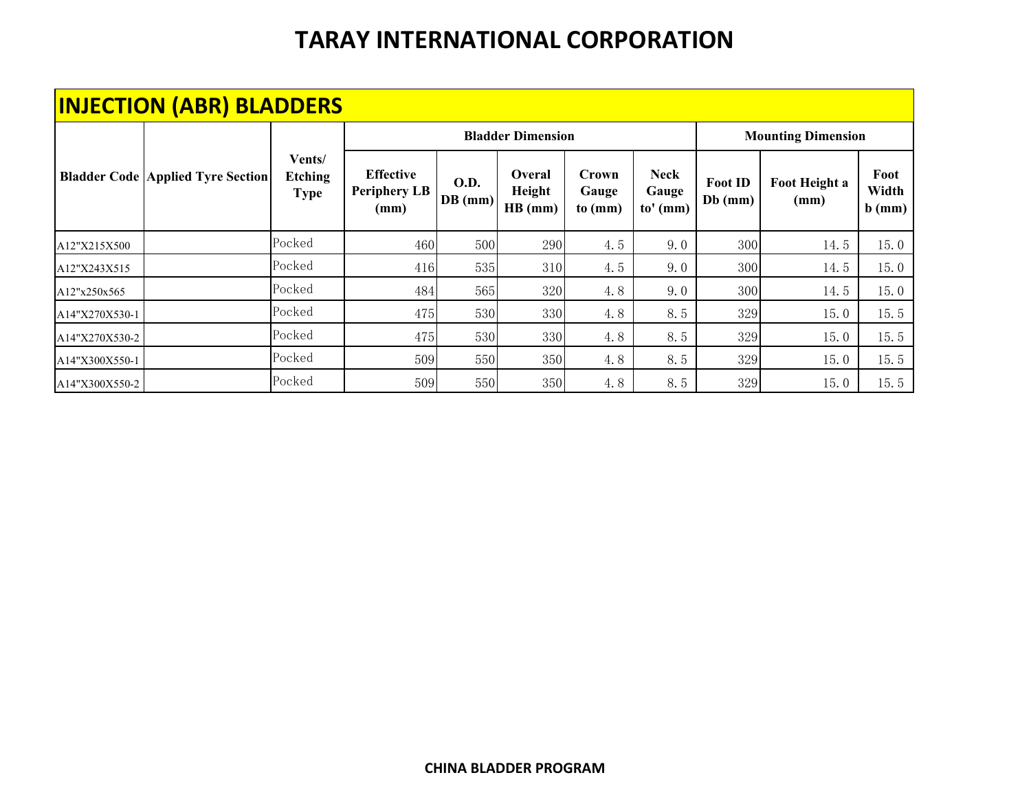# TARAY INTERNATIONAL CORPORATION

## INJECTION (ABR) BLADDERS

| Bladder Code | Applied Tyre Section | Vents/ Etching Type | Bladder Dimension | | | | | Mounting Dimension | | |
|---|---|---|---|---|---|---|---|---|---|---|
| | | | Effective Periphery LB (mm) | O.D. DB (mm) | Overal Height HB (mm) | Crown Gauge to (mm) | Neck Gauge to' (mm) | Foot ID Db (mm) | Foot Height a (mm) | Foot Width b (mm) |
| A12"X215X500 | | Pocked | 460 | 500 | 290 | 4.5 | 9.0 | 300 | 14.5 | 15.0 |
| A12"X243X515 | | Pocked | 416 | 535 | 310 | 4.5 | 9.0 | 300 | 14.5 | 15.0 |
| A12"x250x565 | | Pocked | 484 | 565 | 320 | 4.8 | 9.0 | 300 | 14.5 | 15.0 |
| A14"X270X530-1 | | Pocked | 475 | 530 | 330 | 4.8 | 8.5 | 329 | 15.0 | 15.5 |
| A14"X270X530-2 | | Pocked | 475 | 530 | 330 | 4.8 | 8.5 | 329 | 15.0 | 15.5 |
| A14"X300X550-1 | | Pocked | 509 | 550 | 350 | 4.8 | 8.5 | 329 | 15.0 | 15.5 |
| A14"X300X550-2 | | Pocked | 509 | 550 | 350 | 4.8 | 8.5 | 329 | 15.0 | 15.5 |

**CHINA BLADDER PROGRAM**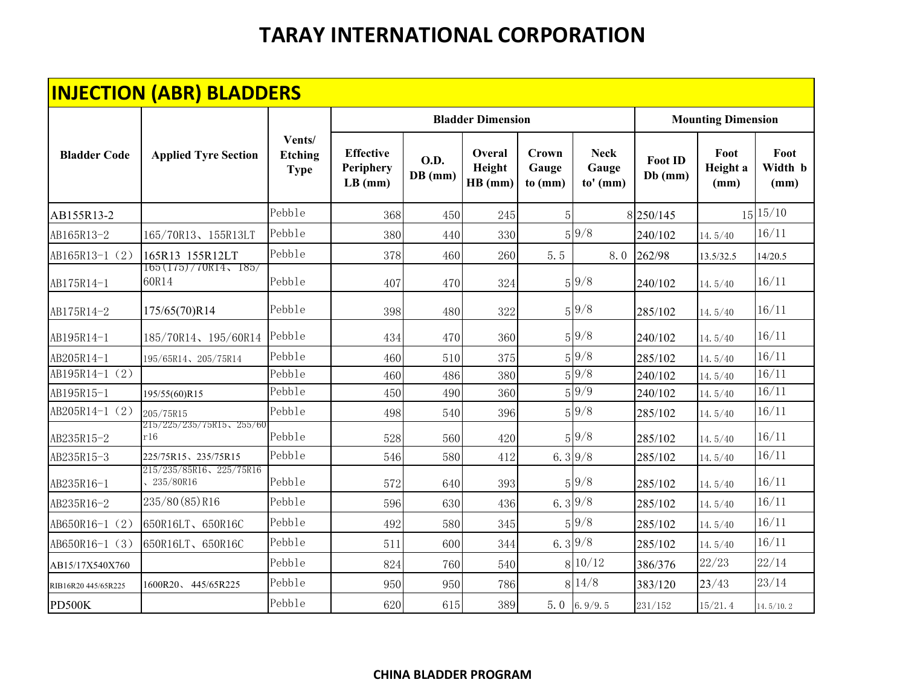# TARAY INTERNATIONAL CORPORATION

## INJECTION (ABR) BLADDERS

| Bladder Code | Applied Tyre Section | Vents/ Etching Type | Bladder Dimension | | | | | Mounting Dimension | | |
|---|---|---|---|---|---|---|---|---|---|---|
| | | | Effective Periphery LB (mm) | O.D. DB (mm) | Overal Height HB (mm) | Crown Gauge to (mm) | Neck Gauge to' (mm) | Foot ID Db (mm) | Foot Height a (mm) | Foot Width b (mm) |
| AB155R13-2 | | Pebble | 368 | 450 | 245 | 5 | 8 | 250/145 | 15 | 15/10 |
| AB165R13-2 | 165/70R13、155R13LT | Pebble | 380 | 440 | 330 | 5 | 9/8 | 240/102 | 14.5/40 | 16/11 |
| AB165R13-1（2） | 165R13 155R12LT | Pebble | 378 | 460 | 260 | 5.5 | 8.0 | 262/98 | 13.5/32.5 | 14/20.5 |
| AB175R14-1 | 165(175)/70R14、185/60R14 | Pebble | 407 | 470 | 324 | 5 | 9/8 | 240/102 | 14.5/40 | 16/11 |
| AB175R14-2 | 175/65(70)R14 | Pebble | 398 | 480 | 322 | 5 | 9/8 | 285/102 | 14.5/40 | 16/11 |
| AB195R14-1 | 185/70R14、195/60R14 | Pebble | 434 | 470 | 360 | 5 | 9/8 | 240/102 | 14.5/40 | 16/11 |
| AB205R14-1 | 195/65R14、205/75R14 | Pebble | 460 | 510 | 375 | 5 | 9/8 | 285/102 | 14.5/40 | 16/11 |
| AB195R14-1（2） | | Pebble | 460 | 486 | 380 | 5 | 9/8 | 240/102 | 14.5/40 | 16/11 |
| AB195R15-1 | 195/55(60)R15 | Pebble | 450 | 490 | 360 | 5 | 9/9 | 240/102 | 14.5/40 | 16/11 |
| AB205R14-1（2） | 205/75R15 | Pebble | 498 | 540 | 396 | 5 | 9/8 | 285/102 | 14.5/40 | 16/11 |
| AB235R15-2 | 215/225/235/75R15、255/60r16 | Pebble | 528 | 560 | 420 | 5 | 9/8 | 285/102 | 14.5/40 | 16/11 |
| AB235R15-3 | 225/75R15、235/75R15 | Pebble | 546 | 580 | 412 | 6.3 | 9/8 | 285/102 | 14.5/40 | 16/11 |
| AB235R16-1 | 215/235/85R16、225/75R16、235/80R16 | Pebble | 572 | 640 | 393 | 5 | 9/8 | 285/102 | 14.5/40 | 16/11 |
| AB235R16-2 | 235/80(85)R16 | Pebble | 596 | 630 | 436 | 6.3 | 9/8 | 285/102 | 14.5/40 | 16/11 |
| AB650R16-1（2） | 650R16LT、650R16C | Pebble | 492 | 580 | 345 | 5 | 9/8 | 285/102 | 14.5/40 | 16/11 |
| AB650R16-1（3） | 650R16LT、650R16C | Pebble | 511 | 600 | 344 | 6.3 | 9/8 | 285/102 | 14.5/40 | 16/11 |
| AB15/17X540X760 | | Pebble | 824 | 760 | 540 | 8 | 10/12 | 386/376 | 22/23 | 22/14 |
| RIB16R20 445/65R225 | 1600R20、 445/65R225 | Pebble | 950 | 950 | 786 | 8 | 14/8 | 383/120 | 23/43 | 23/14 |
| PD500K | | Pebble | 620 | 615 | 389 | 5.0 | 6.9/9.5 | 231/152 | 15/21.4 | 14.5/10.2 |

**CHINA BLADDER PROGRAM**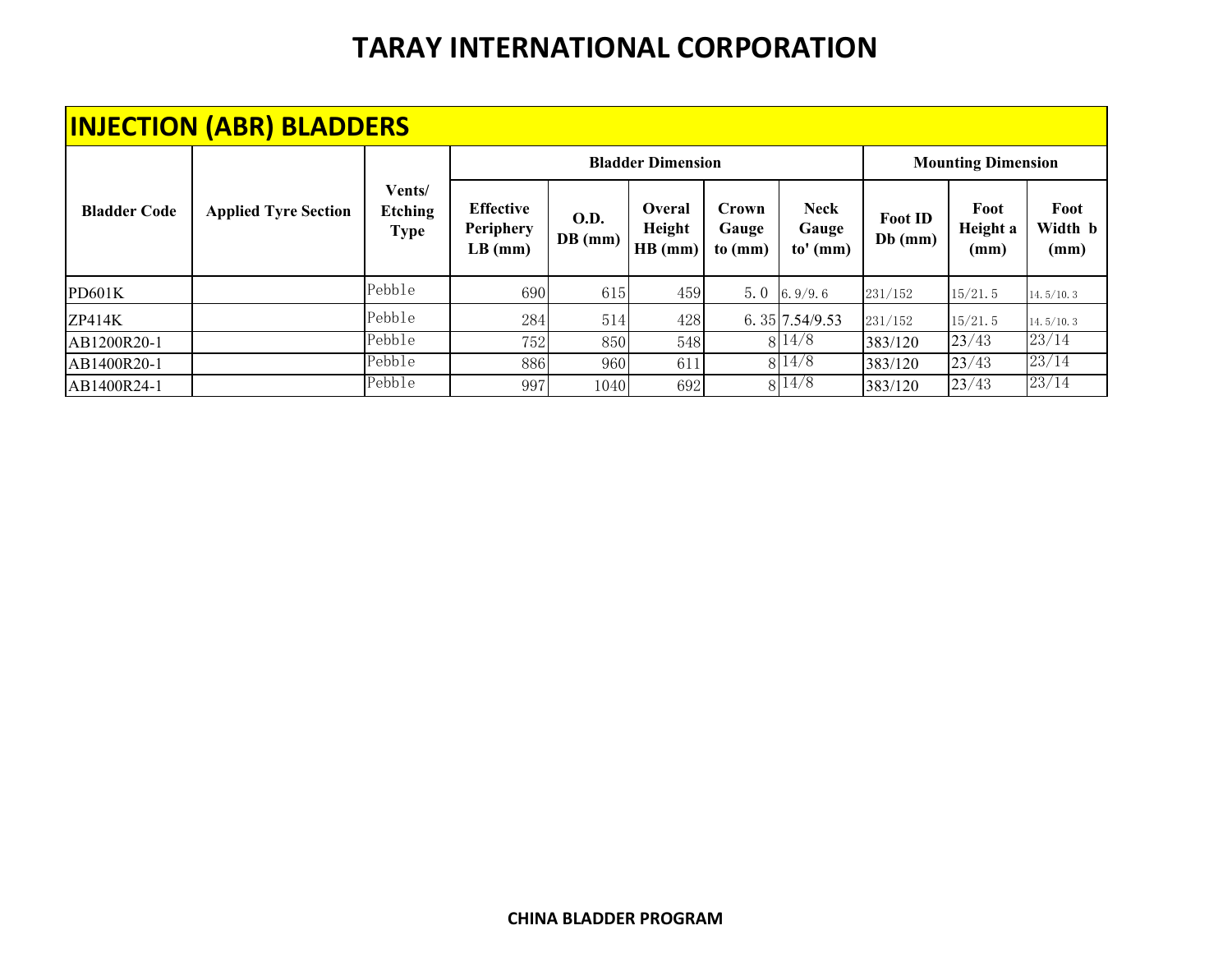# TARAY INTERNATIONAL CORPORATION

## INJECTION (ABR) BLADDERS

| Bladder Code | Applied Tyre Section | Vents/ Etching Type | Bladder Dimension | | | | | Mounting Dimension | | |
|---|---|---|---|---|---|---|---|---|---|---|
| | | | Effective Periphery LB (mm) | O.D. DB (mm) | Overal Height HB (mm) | Crown Gauge to (mm) | Neck Gauge to' (mm) | Foot ID Db (mm) | Foot Height a (mm) | Foot Width b (mm) |
| PD601K | | Pebble | 690 | 615 | 459 | 5.0 | 6.9/9.6 | 231/152 | 15/21.5 | 14.5/10.3 |
| ZP414K | | Pebble | 284 | 514 | 428 | 6.35 | 7.54/9.53 | 231/152 | 15/21.5 | 14.5/10.3 |
| AB1200R20-1 | | Pebble | 752 | 850 | 548 | 8 | 14/8 | 383/120 | 23/43 | 23/14 |
| AB1400R20-1 | | Pebble | 886 | 960 | 611 | 8 | 14/8 | 383/120 | 23/43 | 23/14 |
| AB1400R24-1 | | Pebble | 997 | 1040 | 692 | 8 | 14/8 | 383/120 | 23/43 | 23/14 |

**CHINA BLADDER PROGRAM**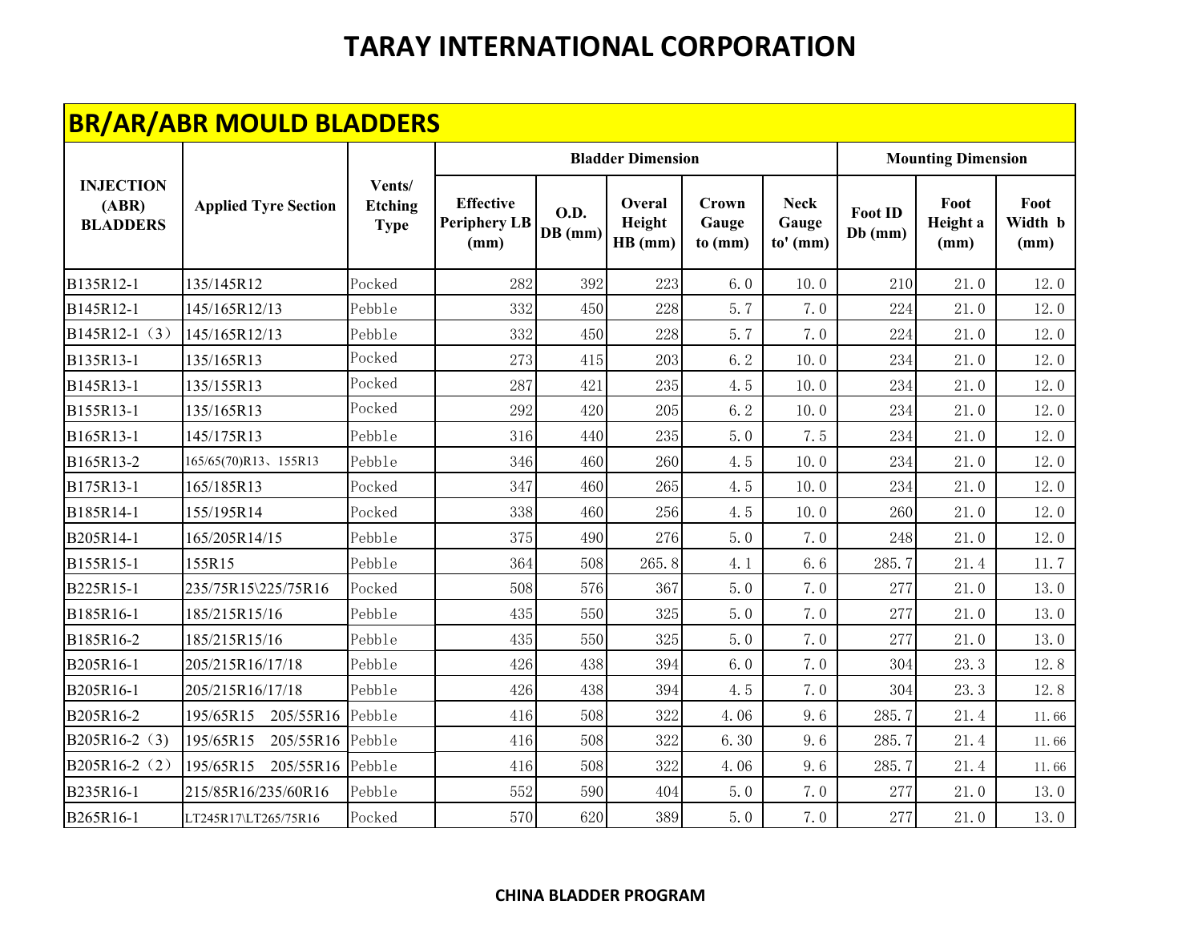# TARAY INTERNATIONAL CORPORATION

## BR/AR/ABR MOULD BLADDERS

| INJECTION (ABR) BLADDERS | Applied Tyre Section | Vents/ Etching Type | Bladder Dimension | | | | | Mounting Dimension | | |
|---|---|---|---|---|---|---|---|---|---|---|
| | | | Effective Periphery LB (mm) | O.D. DB (mm) | Overal Height HB (mm) | Crown Gauge to (mm) | Neck Gauge to' (mm) | Foot ID Db (mm) | Foot Height a (mm) | Foot Width b (mm) |
| B135R12-1 | 135/145R12 | Pocked | 282 | 392 | 223 | 6.0 | 10.0 | 210 | 21.0 | 12.0 |
| B145R12-1 | 145/165R12/13 | Pebble | 332 | 450 | 228 | 5.7 | 7.0 | 224 | 21.0 | 12.0 |
| B145R12-1（3） | 145/165R12/13 | Pebble | 332 | 450 | 228 | 5.7 | 7.0 | 224 | 21.0 | 12.0 |
| B135R13-1 | 135/165R13 | Pocked | 273 | 415 | 203 | 6.2 | 10.0 | 234 | 21.0 | 12.0 |
| B145R13-1 | 135/155R13 | Pocked | 287 | 421 | 235 | 4.5 | 10.0 | 234 | 21.0 | 12.0 |
| B155R13-1 | 135/165R13 | Pocked | 292 | 420 | 205 | 6.2 | 10.0 | 234 | 21.0 | 12.0 |
| B165R13-1 | 145/175R13 | Pebble | 316 | 440 | 235 | 5.0 | 7.5 | 234 | 21.0 | 12.0 |
| B165R13-2 | 165/65(70)R13、155R13 | Pebble | 346 | 460 | 260 | 4.5 | 10.0 | 234 | 21.0 | 12.0 |
| B175R13-1 | 165/185R13 | Pocked | 347 | 460 | 265 | 4.5 | 10.0 | 234 | 21.0 | 12.0 |
| B185R14-1 | 155/195R14 | Pocked | 338 | 460 | 256 | 4.5 | 10.0 | 260 | 21.0 | 12.0 |
| B205R14-1 | 165/205R14/15 | Pebble | 375 | 490 | 276 | 5.0 | 7.0 | 248 | 21.0 | 12.0 |
| B155R15-1 | 155R15 | Pebble | 364 | 508 | 265.8 | 4.1 | 6.6 | 285.7 | 21.4 | 11.7 |
| B225R15-1 | 235/75R15\225/75R16 | Pocked | 508 | 576 | 367 | 5.0 | 7.0 | 277 | 21.0 | 13.0 |
| B185R16-1 | 185/215R15/16 | Pebble | 435 | 550 | 325 | 5.0 | 7.0 | 277 | 21.0 | 13.0 |
| B185R16-2 | 185/215R15/16 | Pebble | 435 | 550 | 325 | 5.0 | 7.0 | 277 | 21.0 | 13.0 |
| B205R16-1 | 205/215R16/17/18 | Pebble | 426 | 438 | 394 | 6.0 | 7.0 | 304 | 23.3 | 12.8 |
| B205R16-1 | 205/215R16/17/18 | Pebble | 426 | 438 | 394 | 4.5 | 7.0 | 304 | 23.3 | 12.8 |
| B205R16-2 | 195/65R15 205/55R16 | Pebble | 416 | 508 | 322 | 4.06 | 9.6 | 285.7 | 21.4 | 11.66 |
| B205R16-2（3） | 195/65R15 205/55R16 | Pebble | 416 | 508 | 322 | 6.30 | 9.6 | 285.7 | 21.4 | 11.66 |
| B205R16-2（2） | 195/65R15 205/55R16 | Pebble | 416 | 508 | 322 | 4.06 | 9.6 | 285.7 | 21.4 | 11.66 |
| B235R16-1 | 215/85R16/235/60R16 | Pebble | 552 | 590 | 404 | 5.0 | 7.0 | 277 | 21.0 | 13.0 |
| B265R16-1 | LT245R17\LT265/75R16 | Pocked | 570 | 620 | 389 | 5.0 | 7.0 | 277 | 21.0 | 13.0 |

**CHINA BLADDER PROGRAM**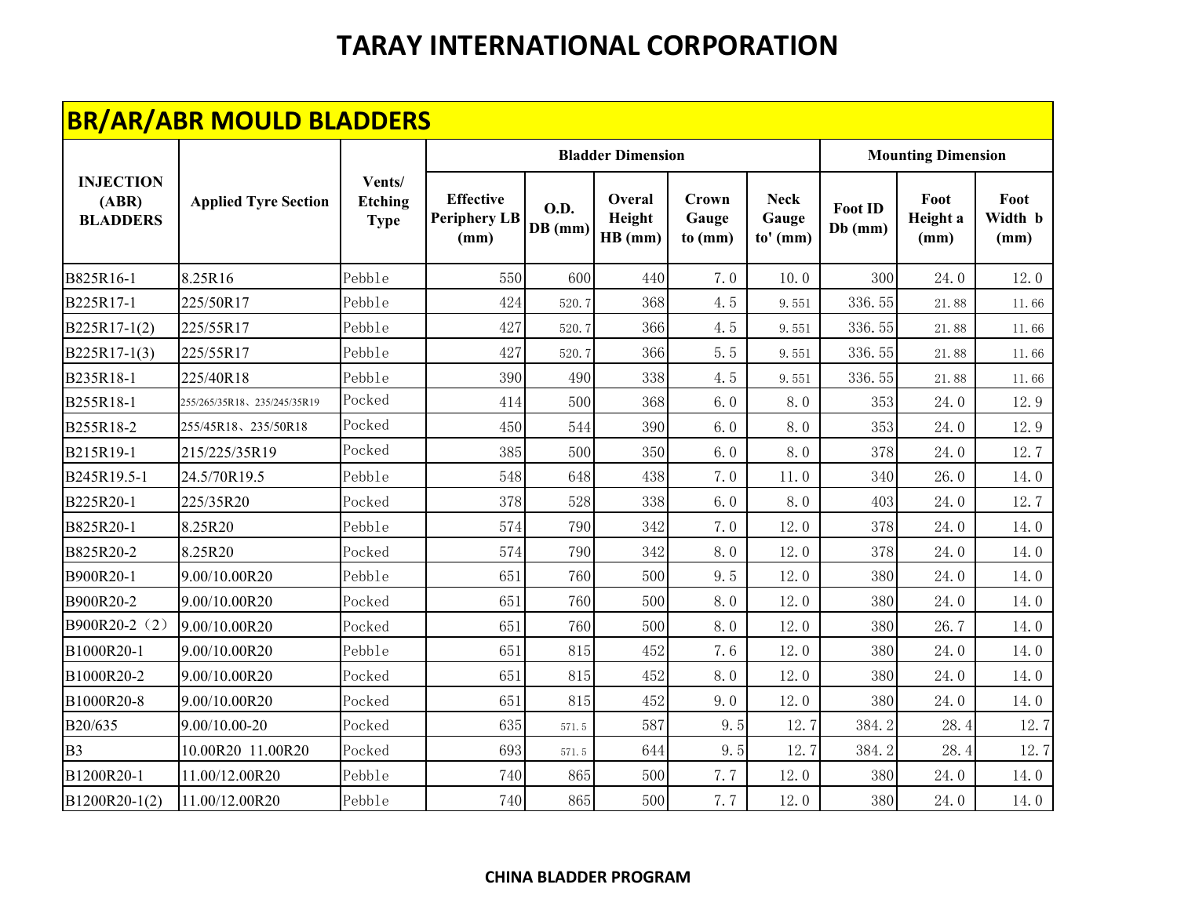# TARAY INTERNATIONAL CORPORATION

## BR/AR/ABR MOULD BLADDERS

| INJECTION (ABR) BLADDERS | Applied Tyre Section | Vents/ Etching Type | Bladder Dimension | | | | | Mounting Dimension | | |
|---|---|---|---|---|---|---|---|---|---|---|
| | | | Effective Periphery LB (mm) | O.D. DB (mm) | Overal Height HB (mm) | Crown Gauge to (mm) | Neck Gauge to' (mm) | Foot ID Db (mm) | Foot Height a (mm) | Foot Width b (mm) |
| B825R16-1 | 8.25R16 | Pebble | 550 | 600 | 440 | 7.0 | 10.0 | 300 | 24.0 | 12.0 |
| B225R17-1 | 225/50R17 | Pebble | 424 | 520.7 | 368 | 4.5 | 9.551 | 336.55 | 21.88 | 11.66 |
| B225R17-1(2) | 225/55R17 | Pebble | 427 | 520.7 | 366 | 4.5 | 9.551 | 336.55 | 21.88 | 11.66 |
| B225R17-1(3) | 225/55R17 | Pebble | 427 | 520.7 | 366 | 5.5 | 9.551 | 336.55 | 21.88 | 11.66 |
| B235R18-1 | 225/40R18 | Pebble | 390 | 490 | 338 | 4.5 | 9.551 | 336.55 | 21.88 | 11.66 |
| B255R18-1 | 255/265/35R18、235/245/35R19 | Pocked | 414 | 500 | 368 | 6.0 | 8.0 | 353 | 24.0 | 12.9 |
| B255R18-2 | 255/45R18、235/50R18 | Pocked | 450 | 544 | 390 | 6.0 | 8.0 | 353 | 24.0 | 12.9 |
| B215R19-1 | 215/225/35R19 | Pocked | 385 | 500 | 350 | 6.0 | 8.0 | 378 | 24.0 | 12.7 |
| B245R19.5-1 | 24.5/70R19.5 | Pebble | 548 | 648 | 438 | 7.0 | 11.0 | 340 | 26.0 | 14.0 |
| B225R20-1 | 225/35R20 | Pocked | 378 | 528 | 338 | 6.0 | 8.0 | 403 | 24.0 | 12.7 |
| B825R20-1 | 8.25R20 | Pebble | 574 | 790 | 342 | 7.0 | 12.0 | 378 | 24.0 | 14.0 |
| B825R20-2 | 8.25R20 | Pocked | 574 | 790 | 342 | 8.0 | 12.0 | 378 | 24.0 | 14.0 |
| B900R20-1 | 9.00/10.00R20 | Pebble | 651 | 760 | 500 | 9.5 | 12.0 | 380 | 24.0 | 14.0 |
| B900R20-2 | 9.00/10.00R20 | Pocked | 651 | 760 | 500 | 8.0 | 12.0 | 380 | 24.0 | 14.0 |
| B900R20-2（2） | 9.00/10.00R20 | Pocked | 651 | 760 | 500 | 8.0 | 12.0 | 380 | 26.7 | 14.0 |
| B1000R20-1 | 9.00/10.00R20 | Pebble | 651 | 815 | 452 | 7.6 | 12.0 | 380 | 24.0 | 14.0 |
| B1000R20-2 | 9.00/10.00R20 | Pocked | 651 | 815 | 452 | 8.0 | 12.0 | 380 | 24.0 | 14.0 |
| B1000R20-8 | 9.00/10.00R20 | Pocked | 651 | 815 | 452 | 9.0 | 12.0 | 380 | 24.0 | 14.0 |
| B20/635 | 9.00/10.00-20 | Pocked | 635 | 571.5 | 587 | 9.5 | 12.7 | 384.2 | 28.4 | 12.7 |
| B3 | 10.00R20 11.00R20 | Pocked | 693 | 571.5 | 644 | 9.5 | 12.7 | 384.2 | 28.4 | 12.7 |
| B1200R20-1 | 11.00/12.00R20 | Pebble | 740 | 865 | 500 | 7.7 | 12.0 | 380 | 24.0 | 14.0 |
| B1200R20-1(2) | 11.00/12.00R20 | Pebble | 740 | 865 | 500 | 7.7 | 12.0 | 380 | 24.0 | 14.0 |

**CHINA BLADDER PROGRAM**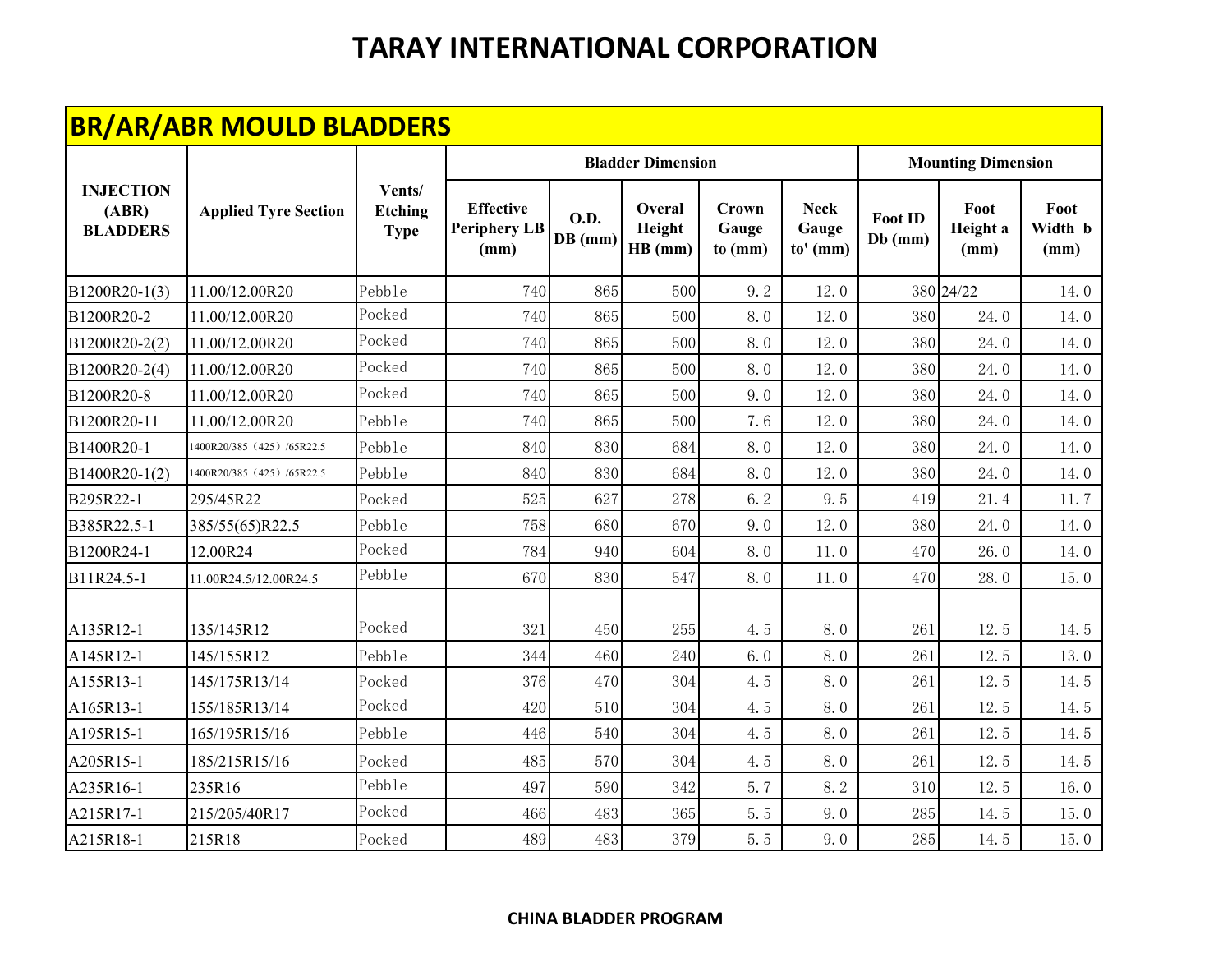# TARAY INTERNATIONAL CORPORATION

## BR/AR/ABR MOULD BLADDERS

| INJECTION (ABR) BLADDERS | Applied Tyre Section | Vents/ Etching Type | Bladder Dimension | | | | | Mounting Dimension | | |
|---|---|---|---|---|---|---|---|---|---|---|
| | | | Effective Periphery LB (mm) | O.D. DB (mm) | Overal Height HB (mm) | Crown Gauge to (mm) | Neck Gauge to' (mm) | Foot ID Db (mm) | Foot Height a (mm) | Foot Width b (mm) |
| B1200R20-1(3) | 11.00/12.00R20 | Pebble | 740 | 865 | 500 | 9.2 | 12.0 | 380 | 24/22 | 14.0 |
| B1200R20-2 | 11.00/12.00R20 | Pocked | 740 | 865 | 500 | 8.0 | 12.0 | 380 | 24.0 | 14.0 |
| B1200R20-2(2) | 11.00/12.00R20 | Pocked | 740 | 865 | 500 | 8.0 | 12.0 | 380 | 24.0 | 14.0 |
| B1200R20-2(4) | 11.00/12.00R20 | Pocked | 740 | 865 | 500 | 8.0 | 12.0 | 380 | 24.0 | 14.0 |
| B1200R20-8 | 11.00/12.00R20 | Pocked | 740 | 865 | 500 | 9.0 | 12.0 | 380 | 24.0 | 14.0 |
| B1200R20-11 | 11.00/12.00R20 | Pebble | 740 | 865 | 500 | 7.6 | 12.0 | 380 | 24.0 | 14.0 |
| B1400R20-1 | 1400R20/385（425）/65R22.5 | Pebble | 840 | 830 | 684 | 8.0 | 12.0 | 380 | 24.0 | 14.0 |
| B1400R20-1(2) | 1400R20/385（425）/65R22.5 | Pebble | 840 | 830 | 684 | 8.0 | 12.0 | 380 | 24.0 | 14.0 |
| B295R22-1 | 295/45R22 | Pocked | 525 | 627 | 278 | 6.2 | 9.5 | 419 | 21.4 | 11.7 |
| B385R22.5-1 | 385/55(65)R22.5 | Pebble | 758 | 680 | 670 | 9.0 | 12.0 | 380 | 24.0 | 14.0 |
| B1200R24-1 | 12.00R24 | Pocked | 784 | 940 | 604 | 8.0 | 11.0 | 470 | 26.0 | 14.0 |
| B11R24.5-1 | 11.00R24.5/12.00R24.5 | Pebble | 670 | 830 | 547 | 8.0 | 11.0 | 470 | 28.0 | 15.0 |
| | | | | | | | | | | |
| A135R12-1 | 135/145R12 | Pocked | 321 | 450 | 255 | 4.5 | 8.0 | 261 | 12.5 | 14.5 |
| A145R12-1 | 145/155R12 | Pebble | 344 | 460 | 240 | 6.0 | 8.0 | 261 | 12.5 | 13.0 |
| A155R13-1 | 145/175R13/14 | Pocked | 376 | 470 | 304 | 4.5 | 8.0 | 261 | 12.5 | 14.5 |
| A165R13-1 | 155/185R13/14 | Pocked | 420 | 510 | 304 | 4.5 | 8.0 | 261 | 12.5 | 14.5 |
| A195R15-1 | 165/195R15/16 | Pebble | 446 | 540 | 304 | 4.5 | 8.0 | 261 | 12.5 | 14.5 |
| A205R15-1 | 185/215R15/16 | Pocked | 485 | 570 | 304 | 4.5 | 8.0 | 261 | 12.5 | 14.5 |
| A235R16-1 | 235R16 | Pebble | 497 | 590 | 342 | 5.7 | 8.2 | 310 | 12.5 | 16.0 |
| A215R17-1 | 215/205/40R17 | Pocked | 466 | 483 | 365 | 5.5 | 9.0 | 285 | 14.5 | 15.0 |
| A215R18-1 | 215R18 | Pocked | 489 | 483 | 379 | 5.5 | 9.0 | 285 | 14.5 | 15.0 |

**CHINA BLADDER PROGRAM**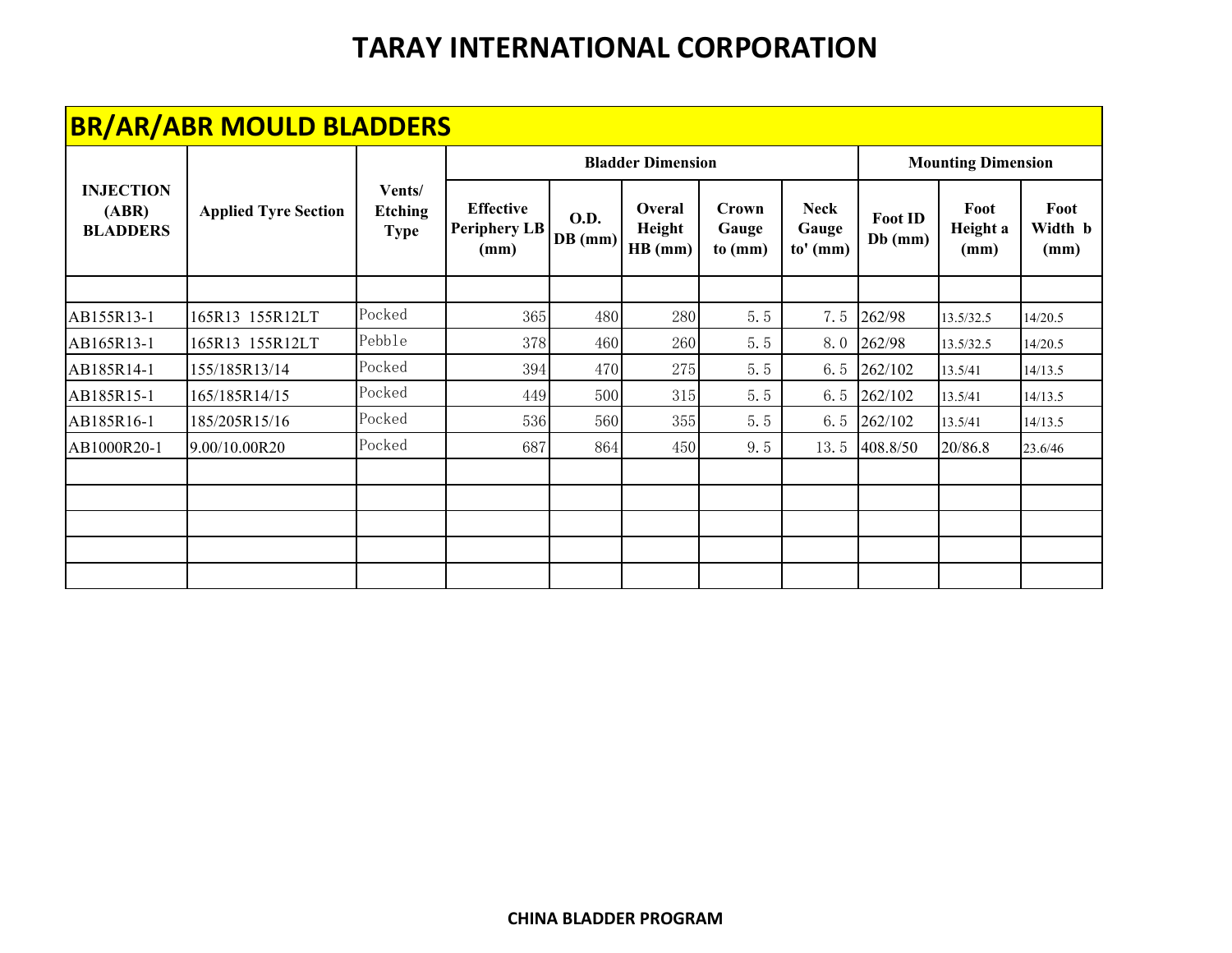# TARAY INTERNATIONAL CORPORATION

## BR/AR/ABR MOULD BLADDERS

| INJECTION (ABR) BLADDERS | Applied Tyre Section | Vents/ Etching Type | Bladder Dimension | | | | | Mounting Dimension | | |
|---|---|---|---|---|---|---|---|---|---|---|
| | | | Effective Periphery LB (mm) | O.D. DB (mm) | Overal Height HB (mm) | Crown Gauge to (mm) | Neck Gauge to' (mm) | Foot ID Db (mm) | Foot Height a (mm) | Foot Width b (mm) |
| | | | | | | | | | | |
| AB155R13-1 | 165R13 155R12LT | Pocked | 365 | 480 | 280 | 5.5 | 7.5 | 262/98 | 13.5/32.5 | 14/20.5 |
| AB165R13-1 | 165R13 155R12LT | Pebble | 378 | 460 | 260 | 5.5 | 8.0 | 262/98 | 13.5/32.5 | 14/20.5 |
| AB185R14-1 | 155/185R13/14 | Pocked | 394 | 470 | 275 | 5.5 | 6.5 | 262/102 | 13.5/41 | 14/13.5 |
| AB185R15-1 | 165/185R14/15 | Pocked | 449 | 500 | 315 | 5.5 | 6.5 | 262/102 | 13.5/41 | 14/13.5 |
| AB185R16-1 | 185/205R15/16 | Pocked | 536 | 560 | 355 | 5.5 | 6.5 | 262/102 | 13.5/41 | 14/13.5 |
| AB1000R20-1 | 9.00/10.00R20 | Pocked | 687 | 864 | 450 | 9.5 | 13.5 | 408.8/50 | 20/86.8 | 23.6/46 |
| | | | | | | | | | | |
| | | | | | | | | | | |
| | | | | | | | | | | |
| | | | | | | | | | | |
| | | | | | | | | | | |

**CHINA BLADDER PROGRAM**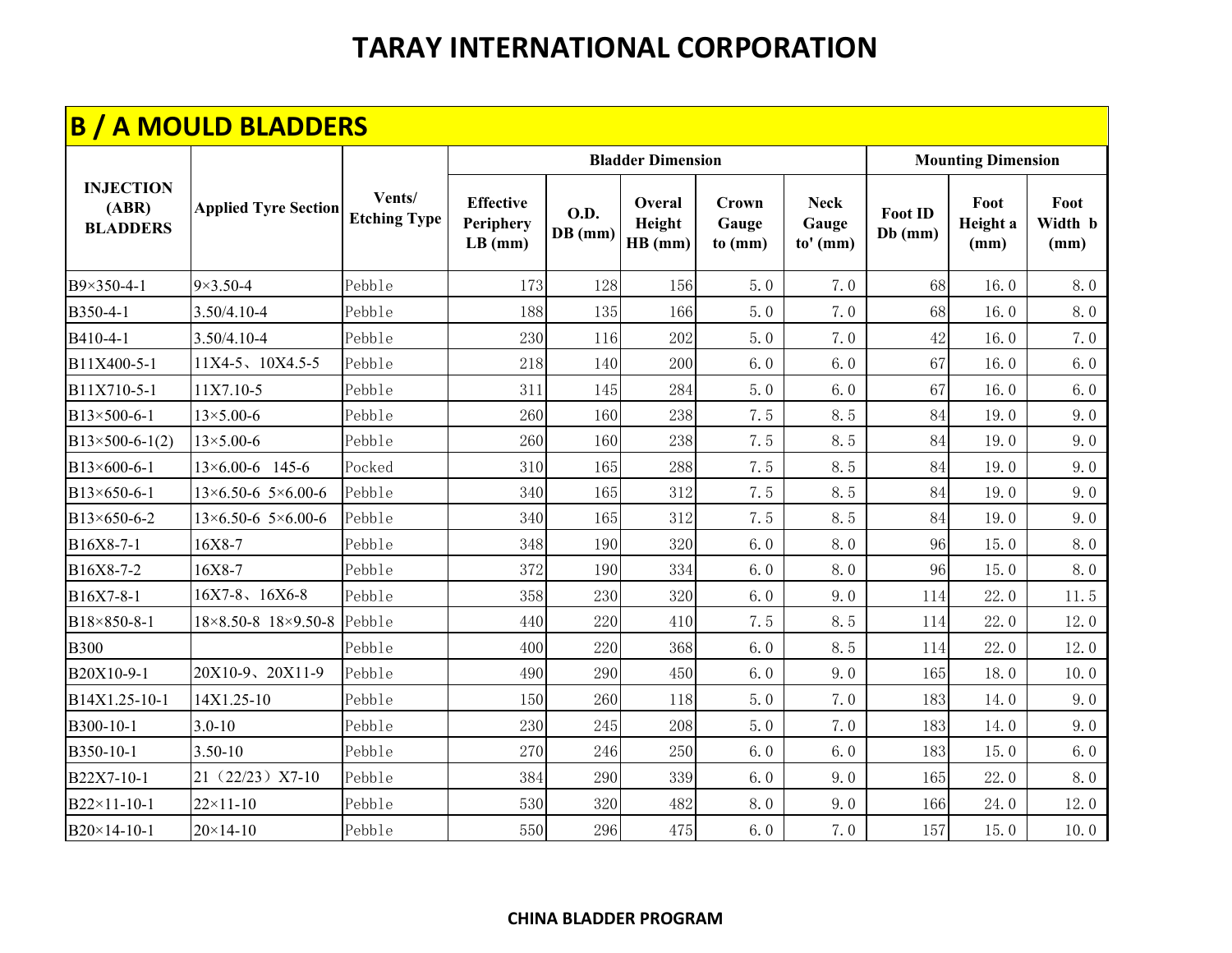# TARAY INTERNATIONAL CORPORATION

## B / A MOULD BLADDERS

| INJECTION (ABR) BLADDERS | Applied Tyre Section | Vents/ Etching Type | Bladder Dimension | | | | | Mounting Dimension | | |
|---|---|---|---|---|---|---|---|---|---|---|
| | | | Effective Periphery LB (mm) | O.D. DB (mm) | Overal Height HB (mm) | Crown Gauge to (mm) | Neck Gauge to' (mm) | Foot ID Db (mm) | Foot Height a (mm) | Foot Width b (mm) |
| B9×350-4-1 | 9×3.50-4 | Pebble | 173 | 128 | 156 | 5.0 | 7.0 | 68 | 16.0 | 8.0 |
| B350-4-1 | 3.50/4.10-4 | Pebble | 188 | 135 | 166 | 5.0 | 7.0 | 68 | 16.0 | 8.0 |
| B410-4-1 | 3.50/4.10-4 | Pebble | 230 | 116 | 202 | 5.0 | 7.0 | 42 | 16.0 | 7.0 |
| B11X400-5-1 | 11X4-5、10X4.5-5 | Pebble | 218 | 140 | 200 | 6.0 | 6.0 | 67 | 16.0 | 6.0 |
| B11X710-5-1 | 11X7.10-5 | Pebble | 311 | 145 | 284 | 5.0 | 6.0 | 67 | 16.0 | 6.0 |
| B13×500-6-1 | 13×5.00-6 | Pebble | 260 | 160 | 238 | 7.5 | 8.5 | 84 | 19.0 | 9.0 |
| B13×500-6-1(2) | 13×5.00-6 | Pebble | 260 | 160 | 238 | 7.5 | 8.5 | 84 | 19.0 | 9.0 |
| B13×600-6-1 | 13×6.00-6 145-6 | Pocked | 310 | 165 | 288 | 7.5 | 8.5 | 84 | 19.0 | 9.0 |
| B13×650-6-1 | 13×6.50-6 5×6.00-6 | Pebble | 340 | 165 | 312 | 7.5 | 8.5 | 84 | 19.0 | 9.0 |
| B13×650-6-2 | 13×6.50-6 5×6.00-6 | Pebble | 340 | 165 | 312 | 7.5 | 8.5 | 84 | 19.0 | 9.0 |
| B16X8-7-1 | 16X8-7 | Pebble | 348 | 190 | 320 | 6.0 | 8.0 | 96 | 15.0 | 8.0 |
| B16X8-7-2 | 16X8-7 | Pebble | 372 | 190 | 334 | 6.0 | 8.0 | 96 | 15.0 | 8.0 |
| B16X7-8-1 | 16X7-8、16X6-8 | Pebble | 358 | 230 | 320 | 6.0 | 9.0 | 114 | 22.0 | 11.5 |
| B18×850-8-1 | 18×8.50-8 18×9.50-8 | Pebble | 440 | 220 | 410 | 7.5 | 8.5 | 114 | 22.0 | 12.0 |
| B300 | | Pebble | 400 | 220 | 368 | 6.0 | 8.5 | 114 | 22.0 | 12.0 |
| B20X10-9-1 | 20X10-9、20X11-9 | Pebble | 490 | 290 | 450 | 6.0 | 9.0 | 165 | 18.0 | 10.0 |
| B14X1.25-10-1 | 14X1.25-10 | Pebble | 150 | 260 | 118 | 5.0 | 7.0 | 183 | 14.0 | 9.0 |
| B300-10-1 | 3.0-10 | Pebble | 230 | 245 | 208 | 5.0 | 7.0 | 183 | 14.0 | 9.0 |
| B350-10-1 | 3.50-10 | Pebble | 270 | 246 | 250 | 6.0 | 6.0 | 183 | 15.0 | 6.0 |
| B22X7-10-1 | 21（22/23）X7-10 | Pebble | 384 | 290 | 339 | 6.0 | 9.0 | 165 | 22.0 | 8.0 |
| B22×11-10-1 | 22×11-10 | Pebble | 530 | 320 | 482 | 8.0 | 9.0 | 166 | 24.0 | 12.0 |
| B20×14-10-1 | 20×14-10 | Pebble | 550 | 296 | 475 | 6.0 | 7.0 | 157 | 15.0 | 10.0 |

**CHINA BLADDER PROGRAM**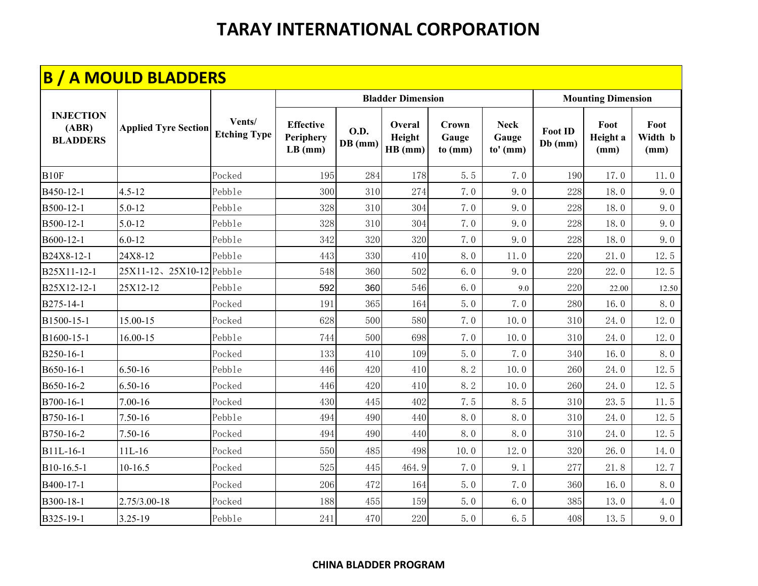# TARAY INTERNATIONAL CORPORATION

## B / A MOULD BLADDERS

| INJECTION (ABR) BLADDERS | Applied Tyre Section | Vents/ Etching Type | Bladder Dimension | | | | | Mounting Dimension | | |
|---|---|---|---|---|---|---|---|---|---|---|
| | | | Effective Periphery LB (mm) | O.D. DB (mm) | Overal Height HB (mm) | Crown Gauge to (mm) | Neck Gauge to' (mm) | Foot ID Db (mm) | Foot Height a (mm) | Foot Width b (mm) |
| B10F | | Pocked | 195 | 284 | 178 | 5.5 | 7.0 | 190 | 17.0 | 11.0 |
| B450-12-1 | 4.5-12 | Pebble | 300 | 310 | 274 | 7.0 | 9.0 | 228 | 18.0 | 9.0 |
| B500-12-1 | 5.0-12 | Pebble | 328 | 310 | 304 | 7.0 | 9.0 | 228 | 18.0 | 9.0 |
| B500-12-1 | 5.0-12 | Pebble | 328 | 310 | 304 | 7.0 | 9.0 | 228 | 18.0 | 9.0 |
| B600-12-1 | 6.0-12 | Pebble | 342 | 320 | 320 | 7.0 | 9.0 | 228 | 18.0 | 9.0 |
| B24X8-12-1 | 24X8-12 | Pebble | 443 | 330 | 410 | 8.0 | 11.0 | 220 | 21.0 | 12.5 |
| B25X11-12-1 | 25X11-12、25X10-12 | Pebble | 548 | 360 | 502 | 6.0 | 9.0 | 220 | 22.0 | 12.5 |
| B25X12-12-1 | 25X12-12 | Pebble | 592 | 360 | 546 | 6.0 | 9.0 | 220 | 22.00 | 12.50 |
| B275-14-1 | | Pocked | 191 | 365 | 164 | 5.0 | 7.0 | 280 | 16.0 | 8.0 |
| B1500-15-1 | 15.00-15 | Pocked | 628 | 500 | 580 | 7.0 | 10.0 | 310 | 24.0 | 12.0 |
| B1600-15-1 | 16.00-15 | Pebble | 744 | 500 | 698 | 7.0 | 10.0 | 310 | 24.0 | 12.0 |
| B250-16-1 | | Pocked | 133 | 410 | 109 | 5.0 | 7.0 | 340 | 16.0 | 8.0 |
| B650-16-1 | 6.50-16 | Pebble | 446 | 420 | 410 | 8.2 | 10.0 | 260 | 24.0 | 12.5 |
| B650-16-2 | 6.50-16 | Pocked | 446 | 420 | 410 | 8.2 | 10.0 | 260 | 24.0 | 12.5 |
| B700-16-1 | 7.00-16 | Pocked | 430 | 445 | 402 | 7.5 | 8.5 | 310 | 23.5 | 11.5 |
| B750-16-1 | 7.50-16 | Pebble | 494 | 490 | 440 | 8.0 | 8.0 | 310 | 24.0 | 12.5 |
| B750-16-2 | 7.50-16 | Pocked | 494 | 490 | 440 | 8.0 | 8.0 | 310 | 24.0 | 12.5 |
| B11L-16-1 | 11L-16 | Pocked | 550 | 485 | 498 | 10.0 | 12.0 | 320 | 26.0 | 14.0 |
| B10-16.5-1 | 10-16.5 | Pocked | 525 | 445 | 464.9 | 7.0 | 9.1 | 277 | 21.8 | 12.7 |
| B400-17-1 | | Pocked | 206 | 472 | 164 | 5.0 | 7.0 | 360 | 16.0 | 8.0 |
| B300-18-1 | 2.75/3.00-18 | Pocked | 188 | 455 | 159 | 5.0 | 6.0 | 385 | 13.0 | 4.0 |
| B325-19-1 | 3.25-19 | Pebble | 241 | 470 | 220 | 5.0 | 6.5 | 408 | 13.5 | 9.0 |

**CHINA BLADDER PROGRAM**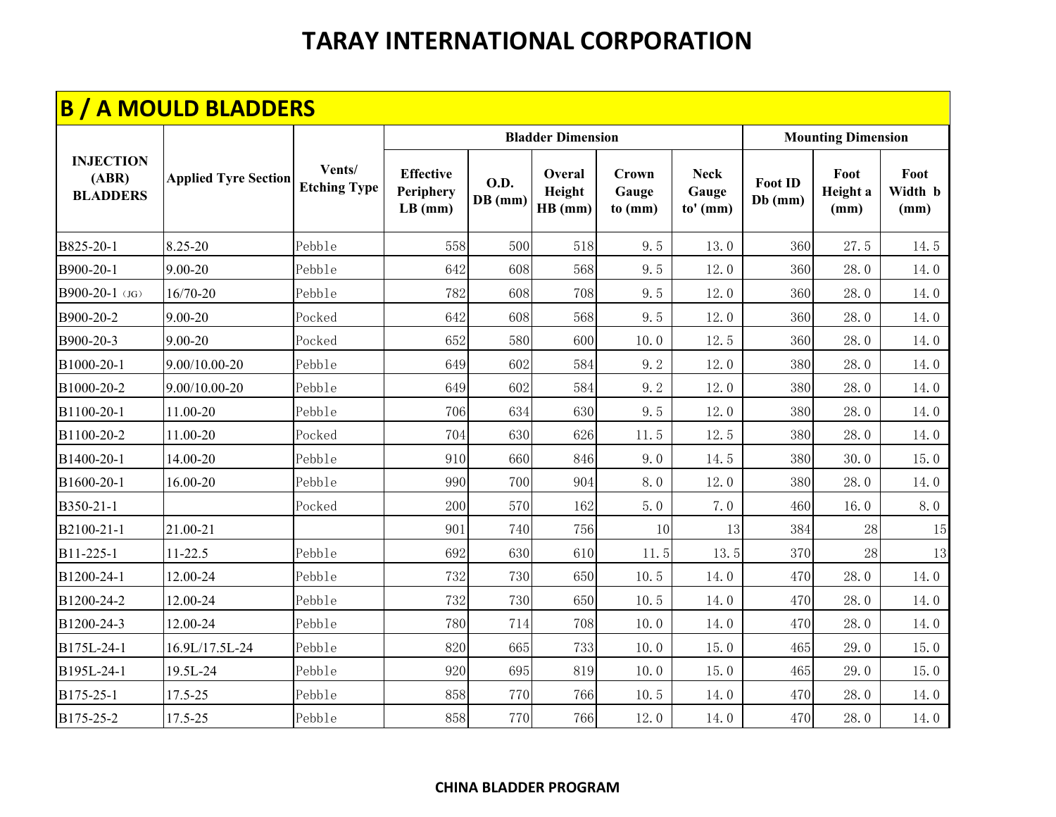# TARAY INTERNATIONAL CORPORATION

## B / A MOULD BLADDERS

| INJECTION (ABR) BLADDERS | Applied Tyre Section | Vents/ Etching Type | Bladder Dimension | | | | | Mounting Dimension | | |
|---|---|---|---|---|---|---|---|---|---|---|
| | | | Effective Periphery LB (mm) | O.D. DB (mm) | Overal Height HB (mm) | Crown Gauge to (mm) | Neck Gauge to' (mm) | Foot ID Db (mm) | Foot Height a (mm) | Foot Width b (mm) |
| B825-20-1 | 8.25-20 | Pebble | 558 | 500 | 518 | 9.5 | 13.0 | 360 | 27.5 | 14.5 |
| B900-20-1 | 9.00-20 | Pebble | 642 | 608 | 568 | 9.5 | 12.0 | 360 | 28.0 | 14.0 |
| B900-20-1 (JG) | 16/70-20 | Pebble | 782 | 608 | 708 | 9.5 | 12.0 | 360 | 28.0 | 14.0 |
| B900-20-2 | 9.00-20 | Pocked | 642 | 608 | 568 | 9.5 | 12.0 | 360 | 28.0 | 14.0 |
| B900-20-3 | 9.00-20 | Pocked | 652 | 580 | 600 | 10.0 | 12.5 | 360 | 28.0 | 14.0 |
| B1000-20-1 | 9.00/10.00-20 | Pebble | 649 | 602 | 584 | 9.2 | 12.0 | 380 | 28.0 | 14.0 |
| B1000-20-2 | 9.00/10.00-20 | Pebble | 649 | 602 | 584 | 9.2 | 12.0 | 380 | 28.0 | 14.0 |
| B1100-20-1 | 11.00-20 | Pebble | 706 | 634 | 630 | 9.5 | 12.0 | 380 | 28.0 | 14.0 |
| B1100-20-2 | 11.00-20 | Pocked | 704 | 630 | 626 | 11.5 | 12.5 | 380 | 28.0 | 14.0 |
| B1400-20-1 | 14.00-20 | Pebble | 910 | 660 | 846 | 9.0 | 14.5 | 380 | 30.0 | 15.0 |
| B1600-20-1 | 16.00-20 | Pebble | 990 | 700 | 904 | 8.0 | 12.0 | 380 | 28.0 | 14.0 |
| B350-21-1 | | Pocked | 200 | 570 | 162 | 5.0 | 7.0 | 460 | 16.0 | 8.0 |
| B2100-21-1 | 21.00-21 | | 901 | 740 | 756 | 10 | 13 | 384 | 28 | 15 |
| B11-225-1 | 11-22.5 | Pebble | 692 | 630 | 610 | 11.5 | 13.5 | 370 | 28 | 13 |
| B1200-24-1 | 12.00-24 | Pebble | 732 | 730 | 650 | 10.5 | 14.0 | 470 | 28.0 | 14.0 |
| B1200-24-2 | 12.00-24 | Pebble | 732 | 730 | 650 | 10.5 | 14.0 | 470 | 28.0 | 14.0 |
| B1200-24-3 | 12.00-24 | Pebble | 780 | 714 | 708 | 10.0 | 14.0 | 470 | 28.0 | 14.0 |
| B175L-24-1 | 16.9L/17.5L-24 | Pebble | 820 | 665 | 733 | 10.0 | 15.0 | 465 | 29.0 | 15.0 |
| B195L-24-1 | 19.5L-24 | Pebble | 920 | 695 | 819 | 10.0 | 15.0 | 465 | 29.0 | 15.0 |
| B175-25-1 | 17.5-25 | Pebble | 858 | 770 | 766 | 10.5 | 14.0 | 470 | 28.0 | 14.0 |
| B175-25-2 | 17.5-25 | Pebble | 858 | 770 | 766 | 12.0 | 14.0 | 470 | 28.0 | 14.0 |

**CHINA BLADDER PROGRAM**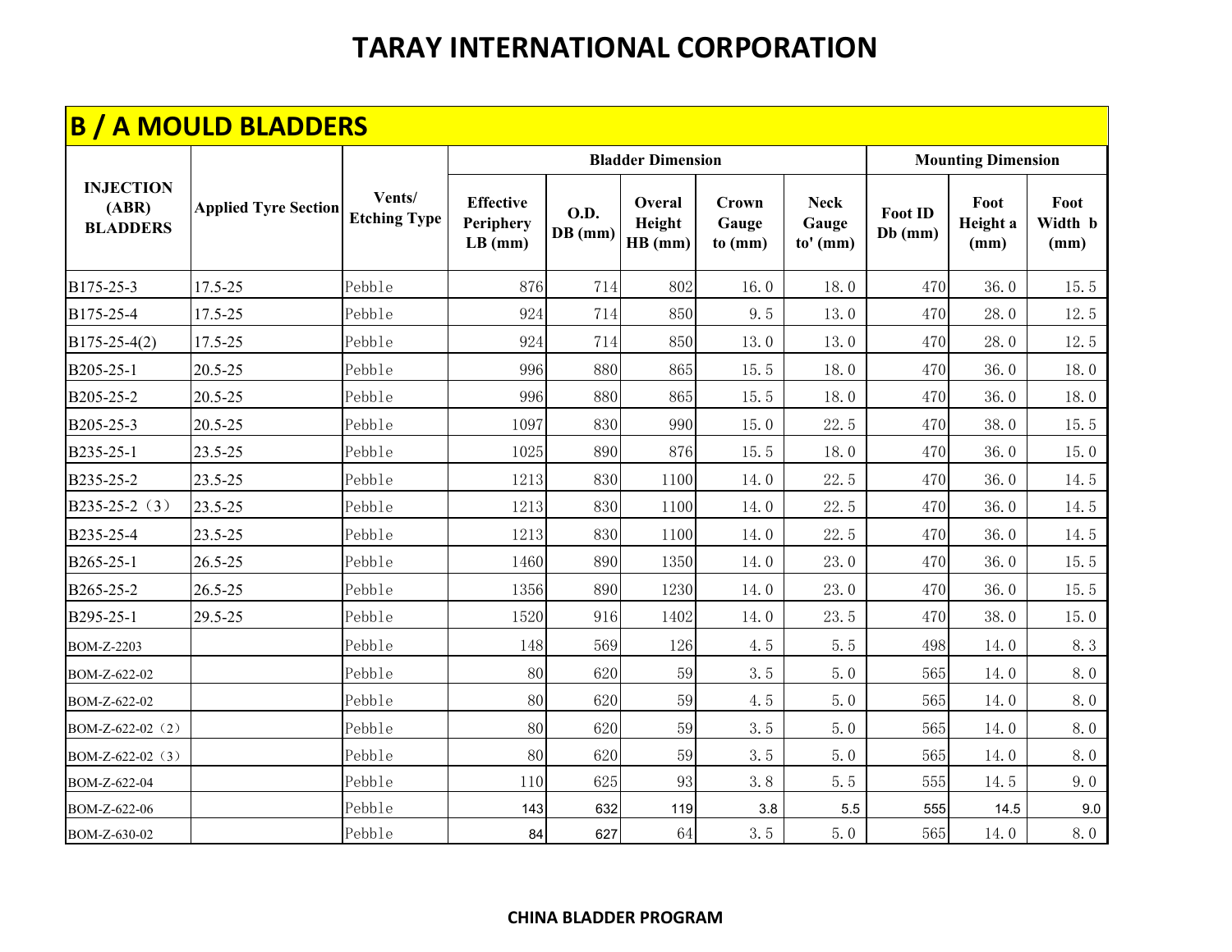# TARAY INTERNATIONAL CORPORATION

## B / A MOULD BLADDERS

| INJECTION (ABR) BLADDERS | Applied Tyre Section | Vents/ Etching Type | Bladder Dimension | | | | | Mounting Dimension | | |
|---|---|---|---|---|---|---|---|---|---|---|
| | | | Effective Periphery LB (mm) | O.D. DB (mm) | Overal Height HB (mm) | Crown Gauge to (mm) | Neck Gauge to' (mm) | Foot ID Db (mm) | Foot Height a (mm) | Foot Width b (mm) |
| B175-25-3 | 17.5-25 | Pebble | 876 | 714 | 802 | 16.0 | 18.0 | 470 | 36.0 | 15.5 |
| B175-25-4 | 17.5-25 | Pebble | 924 | 714 | 850 | 9.5 | 13.0 | 470 | 28.0 | 12.5 |
| B175-25-4(2) | 17.5-25 | Pebble | 924 | 714 | 850 | 13.0 | 13.0 | 470 | 28.0 | 12.5 |
| B205-25-1 | 20.5-25 | Pebble | 996 | 880 | 865 | 15.5 | 18.0 | 470 | 36.0 | 18.0 |
| B205-25-2 | 20.5-25 | Pebble | 996 | 880 | 865 | 15.5 | 18.0 | 470 | 36.0 | 18.0 |
| B205-25-3 | 20.5-25 | Pebble | 1097 | 830 | 990 | 15.0 | 22.5 | 470 | 38.0 | 15.5 |
| B235-25-1 | 23.5-25 | Pebble | 1025 | 890 | 876 | 15.5 | 18.0 | 470 | 36.0 | 15.0 |
| B235-25-2 | 23.5-25 | Pebble | 1213 | 830 | 1100 | 14.0 | 22.5 | 470 | 36.0 | 14.5 |
| B235-25-2（3） | 23.5-25 | Pebble | 1213 | 830 | 1100 | 14.0 | 22.5 | 470 | 36.0 | 14.5 |
| B235-25-4 | 23.5-25 | Pebble | 1213 | 830 | 1100 | 14.0 | 22.5 | 470 | 36.0 | 14.5 |
| B265-25-1 | 26.5-25 | Pebble | 1460 | 890 | 1350 | 14.0 | 23.0 | 470 | 36.0 | 15.5 |
| B265-25-2 | 26.5-25 | Pebble | 1356 | 890 | 1230 | 14.0 | 23.0 | 470 | 36.0 | 15.5 |
| B295-25-1 | 29.5-25 | Pebble | 1520 | 916 | 1402 | 14.0 | 23.5 | 470 | 38.0 | 15.0 |
| BOM-Z-2203 | | Pebble | 148 | 569 | 126 | 4.5 | 5.5 | 498 | 14.0 | 8.3 |
| BOM-Z-622-02 | | Pebble | 80 | 620 | 59 | 3.5 | 5.0 | 565 | 14.0 | 8.0 |
| BOM-Z-622-02 | | Pebble | 80 | 620 | 59 | 4.5 | 5.0 | 565 | 14.0 | 8.0 |
| BOM-Z-622-02（2） | | Pebble | 80 | 620 | 59 | 3.5 | 5.0 | 565 | 14.0 | 8.0 |
| BOM-Z-622-02（3） | | Pebble | 80 | 620 | 59 | 3.5 | 5.0 | 565 | 14.0 | 8.0 |
| BOM-Z-622-04 | | Pebble | 110 | 625 | 93 | 3.8 | 5.5 | 555 | 14.5 | 9.0 |
| BOM-Z-622-06 | | Pebble | 143 | 632 | 119 | 3.8 | 5.5 | 555 | 14.5 | 9.0 |
| BOM-Z-630-02 | | Pebble | 84 | 627 | 64 | 3.5 | 5.0 | 565 | 14.0 | 8.0 |

**CHINA BLADDER PROGRAM**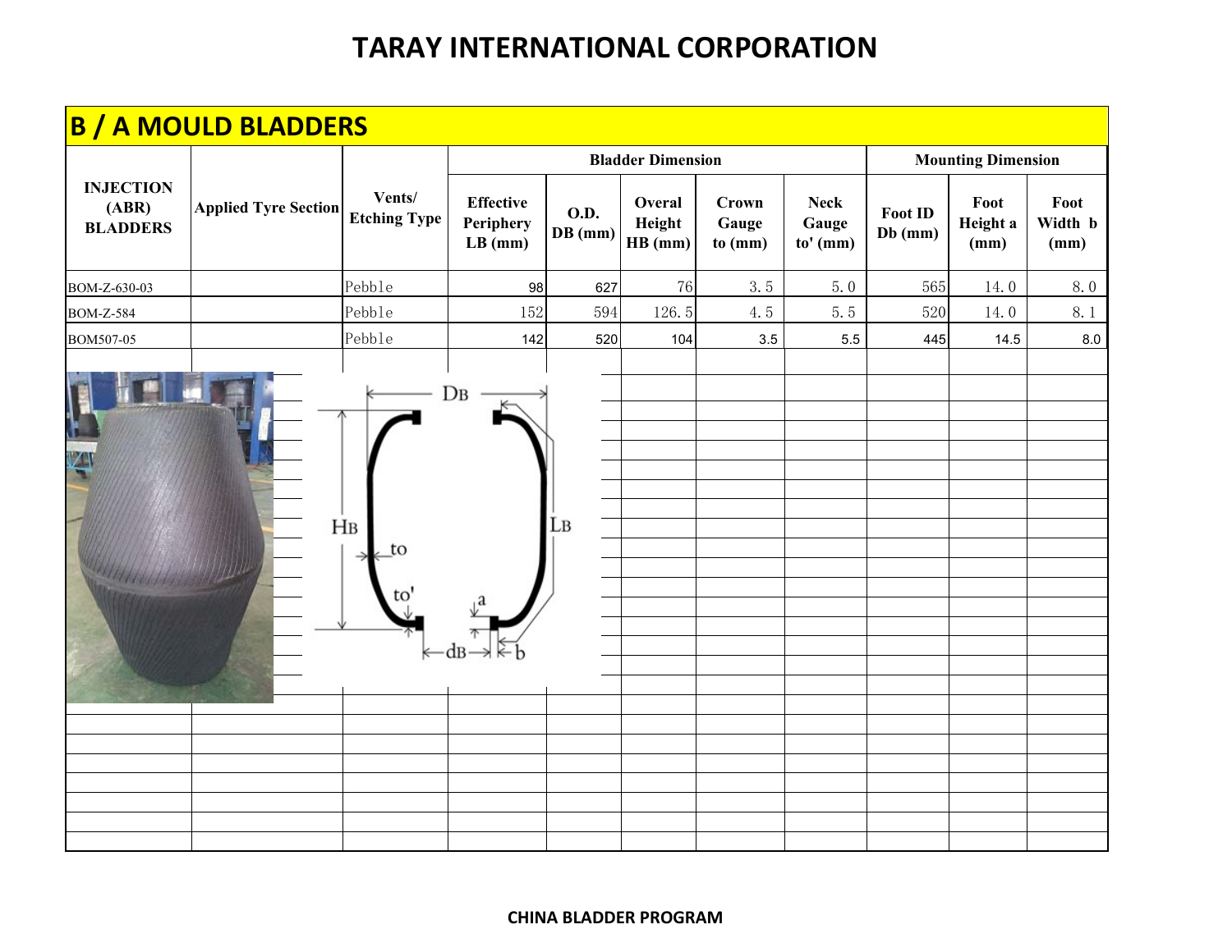# TARAY INTERNATIONAL CORPORATION

## B / A MOULD BLADDERS

| INJECTION (ABR) BLADDERS | Applied Tyre Section | Vents/ Etching Type | Bladder Dimension | | | | | Mounting Dimension | | |
|---|---|---|---|---|---|---|---|---|---|---|
| | | | Effective Periphery LB (mm) | O.D. DB (mm) | Overal Height HB (mm) | Crown Gauge to (mm) | Neck Gauge to' (mm) | Foot ID Db (mm) | Foot Height a (mm) | Foot Width b (mm) |
| BOM-Z-630-03 | | Pebble | 98 | 627 | 76 | 3.5 | 5.0 | 565 | 14.0 | 8.0 |
| BOM-Z-584 | | Pebble | 152 | 594 | 126.5 | 4.5 | 5.5 | 520 | 14.0 | 8.1 |
| BOM507-05 | | Pebble | 142 | 520 | 104 | 3.5 | 5.5 | 445 | 14.5 | 8.0 |

CHINA BLADDER PROGRAM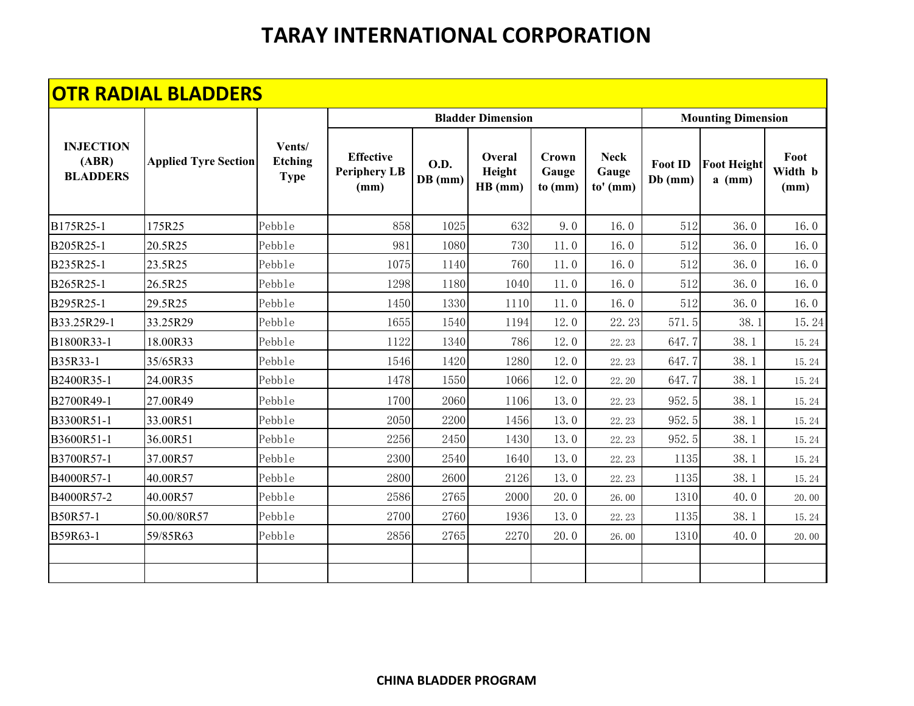# TARAY INTERNATIONAL CORPORATION

## OTR RADIAL BLADDERS

| INJECTION (ABR) BLADDERS | Applied Tyre Section | Vents/ Etching Type | Bladder Dimension | | | | | Mounting Dimension | | |
|---|---|---|---|---|---|---|---|---|---|---|
| | | | Effective Periphery LB (mm) | O.D. DB (mm) | Overal Height HB (mm) | Crown Gauge to (mm) | Neck Gauge to' (mm) | Foot ID Db (mm) | Foot Height a (mm) | Foot Width b (mm) |
| B175R25-1 | 175R25 | Pebble | 858 | 1025 | 632 | 9.0 | 16.0 | 512 | 36.0 | 16.0 |
| B205R25-1 | 20.5R25 | Pebble | 981 | 1080 | 730 | 11.0 | 16.0 | 512 | 36.0 | 16.0 |
| B235R25-1 | 23.5R25 | Pebble | 1075 | 1140 | 760 | 11.0 | 16.0 | 512 | 36.0 | 16.0 |
| B265R25-1 | 26.5R25 | Pebble | 1298 | 1180 | 1040 | 11.0 | 16.0 | 512 | 36.0 | 16.0 |
| B295R25-1 | 29.5R25 | Pebble | 1450 | 1330 | 1110 | 11.0 | 16.0 | 512 | 36.0 | 16.0 |
| B33.25R29-1 | 33.25R29 | Pebble | 1655 | 1540 | 1194 | 12.0 | 22.23 | 571.5 | 38.1 | 15.24 |
| B1800R33-1 | 18.00R33 | Pebble | 1122 | 1340 | 786 | 12.0 | 22.23 | 647.7 | 38.1 | 15.24 |
| B35R33-1 | 35/65R33 | Pebble | 1546 | 1420 | 1280 | 12.0 | 22.23 | 647.7 | 38.1 | 15.24 |
| B2400R35-1 | 24.00R35 | Pebble | 1478 | 1550 | 1066 | 12.0 | 22.20 | 647.7 | 38.1 | 15.24 |
| B2700R49-1 | 27.00R49 | Pebble | 1700 | 2060 | 1106 | 13.0 | 22.23 | 952.5 | 38.1 | 15.24 |
| B3300R51-1 | 33.00R51 | Pebble | 2050 | 2200 | 1456 | 13.0 | 22.23 | 952.5 | 38.1 | 15.24 |
| B3600R51-1 | 36.00R51 | Pebble | 2256 | 2450 | 1430 | 13.0 | 22.23 | 952.5 | 38.1 | 15.24 |
| B3700R57-1 | 37.00R57 | Pebble | 2300 | 2540 | 1640 | 13.0 | 22.23 | 1135 | 38.1 | 15.24 |
| B4000R57-1 | 40.00R57 | Pebble | 2800 | 2600 | 2126 | 13.0 | 22.23 | 1135 | 38.1 | 15.24 |
| B4000R57-2 | 40.00R57 | Pebble | 2586 | 2765 | 2000 | 20.0 | 26.00 | 1310 | 40.0 | 20.00 |
| B50R57-1 | 50.00/80R57 | Pebble | 2700 | 2760 | 1936 | 13.0 | 22.23 | 1135 | 38.1 | 15.24 |
| B59R63-1 | 59/85R63 | Pebble | 2856 | 2765 | 2270 | 20.0 | 26.00 | 1310 | 40.0 | 20.00 |
| | | | | | | | | | | |
| | | | | | | | | | | |

**CHINA BLADDER PROGRAM**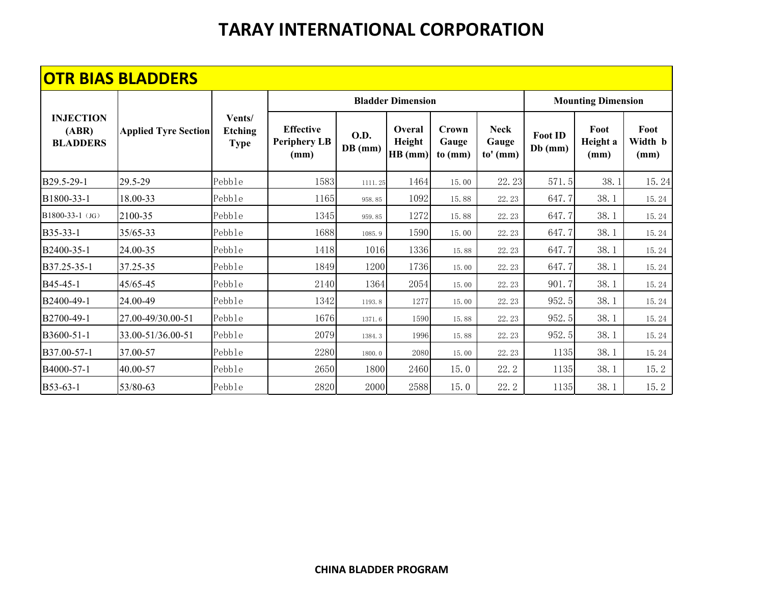# TARAY INTERNATIONAL CORPORATION

## OTR BIAS BLADDERS

| INJECTION (ABR) BLADDERS | Applied Tyre Section | Vents/ Etching Type | Bladder Dimension | | | | | Mounting Dimension | | |
|---|---|---|---|---|---|---|---|---|---|---|
| | | | Effective Periphery LB (mm) | O.D. DB (mm) | Overal Height HB (mm) | Crown Gauge to (mm) | Neck Gauge to' (mm) | Foot ID Db (mm) | Foot Height a (mm) | Foot Width b (mm) |
| B29.5-29-1 | 29.5-29 | Pebble | 1583 | 1111.25 | 1464 | 15.00 | 22.23 | 571.5 | 38.1 | 15.24 |
| B1800-33-1 | 18.00-33 | Pebble | 1165 | 958.85 | 1092 | 15.88 | 22.23 | 647.7 | 38.1 | 15.24 |
| B1800-33-1（JG） | 2100-35 | Pebble | 1345 | 959.85 | 1272 | 15.88 | 22.23 | 647.7 | 38.1 | 15.24 |
| B35-33-1 | 35/65-33 | Pebble | 1688 | 1085.9 | 1590 | 15.00 | 22.23 | 647.7 | 38.1 | 15.24 |
| B2400-35-1 | 24.00-35 | Pebble | 1418 | 1016 | 1336 | 15.88 | 22.23 | 647.7 | 38.1 | 15.24 |
| B37.25-35-1 | 37.25-35 | Pebble | 1849 | 1200 | 1736 | 15.00 | 22.23 | 647.7 | 38.1 | 15.24 |
| B45-45-1 | 45/65-45 | Pebble | 2140 | 1364 | 2054 | 15.00 | 22.23 | 901.7 | 38.1 | 15.24 |
| B2400-49-1 | 24.00-49 | Pebble | 1342 | 1193.8 | 1277 | 15.00 | 22.23 | 952.5 | 38.1 | 15.24 |
| B2700-49-1 | 27.00-49/30.00-51 | Pebble | 1676 | 1371.6 | 1590 | 15.88 | 22.23 | 952.5 | 38.1 | 15.24 |
| B3600-51-1 | 33.00-51/36.00-51 | Pebble | 2079 | 1384.3 | 1996 | 15.88 | 22.23 | 952.5 | 38.1 | 15.24 |
| B37.00-57-1 | 37.00-57 | Pebble | 2280 | 1800.0 | 2080 | 15.00 | 22.23 | 1135 | 38.1 | 15.24 |
| B4000-57-1 | 40.00-57 | Pebble | 2650 | 1800 | 2460 | 15.0 | 22.2 | 1135 | 38.1 | 15.2 |
| B53-63-1 | 53/80-63 | Pebble | 2820 | 2000 | 2588 | 15.0 | 22.2 | 1135 | 38.1 | 15.2 |

**CHINA BLADDER PROGRAM**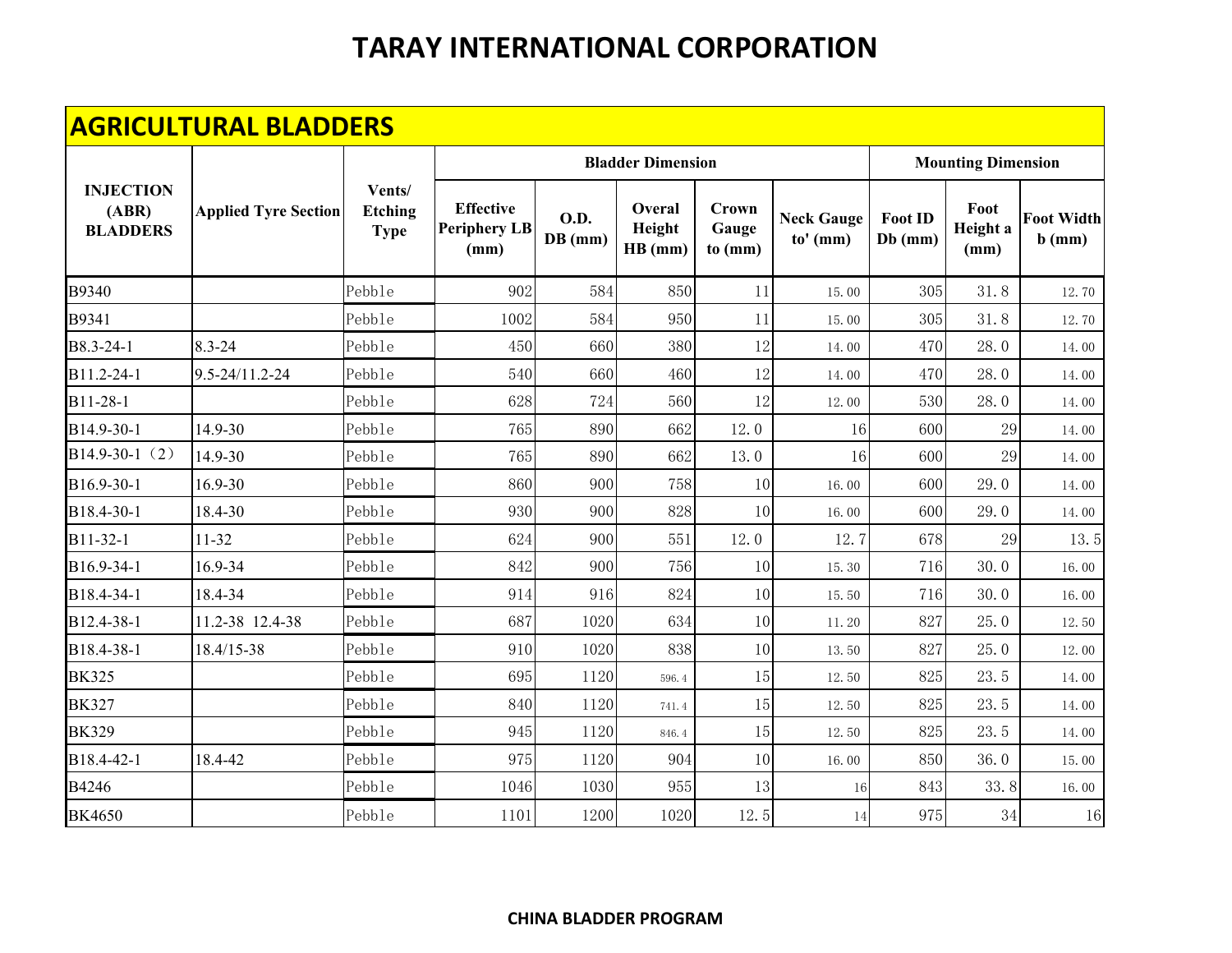# TARAY INTERNATIONAL CORPORATION

## AGRICULTURAL BLADDERS

| INJECTION (ABR) BLADDERS | Applied Tyre Section | Vents/ Etching Type | Bladder Dimension | | | | | Mounting Dimension | | |
|---|---|---|---|---|---|---|---|---|---|---|
| | | | Effective Periphery LB (mm) | O.D. DB (mm) | Overal Height HB (mm) | Crown Gauge to (mm) | Neck Gauge to' (mm) | Foot ID Db (mm) | Foot Height a (mm) | Foot Width b (mm) |
| B9340 | | Pebble | 902 | 584 | 850 | 11 | 15.00 | 305 | 31.8 | 12.70 |
| B9341 | | Pebble | 1002 | 584 | 950 | 11 | 15.00 | 305 | 31.8 | 12.70 |
| B8.3-24-1 | 8.3-24 | Pebble | 450 | 660 | 380 | 12 | 14.00 | 470 | 28.0 | 14.00 |
| B11.2-24-1 | 9.5-24/11.2-24 | Pebble | 540 | 660 | 460 | 12 | 14.00 | 470 | 28.0 | 14.00 |
| B11-28-1 | | Pebble | 628 | 724 | 560 | 12 | 12.00 | 530 | 28.0 | 14.00 |
| B14.9-30-1 | 14.9-30 | Pebble | 765 | 890 | 662 | 12.0 | 16 | 600 | 29 | 14.00 |
| B14.9-30-1（2） | 14.9-30 | Pebble | 765 | 890 | 662 | 13.0 | 16 | 600 | 29 | 14.00 |
| B16.9-30-1 | 16.9-30 | Pebble | 860 | 900 | 758 | 10 | 16.00 | 600 | 29.0 | 14.00 |
| B18.4-30-1 | 18.4-30 | Pebble | 930 | 900 | 828 | 10 | 16.00 | 600 | 29.0 | 14.00 |
| B11-32-1 | 11-32 | Pebble | 624 | 900 | 551 | 12.0 | 12.7 | 678 | 29 | 13.5 |
| B16.9-34-1 | 16.9-34 | Pebble | 842 | 900 | 756 | 10 | 15.30 | 716 | 30.0 | 16.00 |
| B18.4-34-1 | 18.4-34 | Pebble | 914 | 916 | 824 | 10 | 15.50 | 716 | 30.0 | 16.00 |
| B12.4-38-1 | 11.2-38 12.4-38 | Pebble | 687 | 1020 | 634 | 10 | 11.20 | 827 | 25.0 | 12.50 |
| B18.4-38-1 | 18.4/15-38 | Pebble | 910 | 1020 | 838 | 10 | 13.50 | 827 | 25.0 | 12.00 |
| BK325 | | Pebble | 695 | 1120 | 596.4 | 15 | 12.50 | 825 | 23.5 | 14.00 |
| BK327 | | Pebble | 840 | 1120 | 741.4 | 15 | 12.50 | 825 | 23.5 | 14.00 |
| BK329 | | Pebble | 945 | 1120 | 846.4 | 15 | 12.50 | 825 | 23.5 | 14.00 |
| B18.4-42-1 | 18.4-42 | Pebble | 975 | 1120 | 904 | 10 | 16.00 | 850 | 36.0 | 15.00 |
| B4246 | | Pebble | 1046 | 1030 | 955 | 13 | 16 | 843 | 33.8 | 16.00 |
| BK4650 | | Pebble | 1101 | 1200 | 1020 | 12.5 | 14 | 975 | 34 | 16 |

**CHINA BLADDER PROGRAM**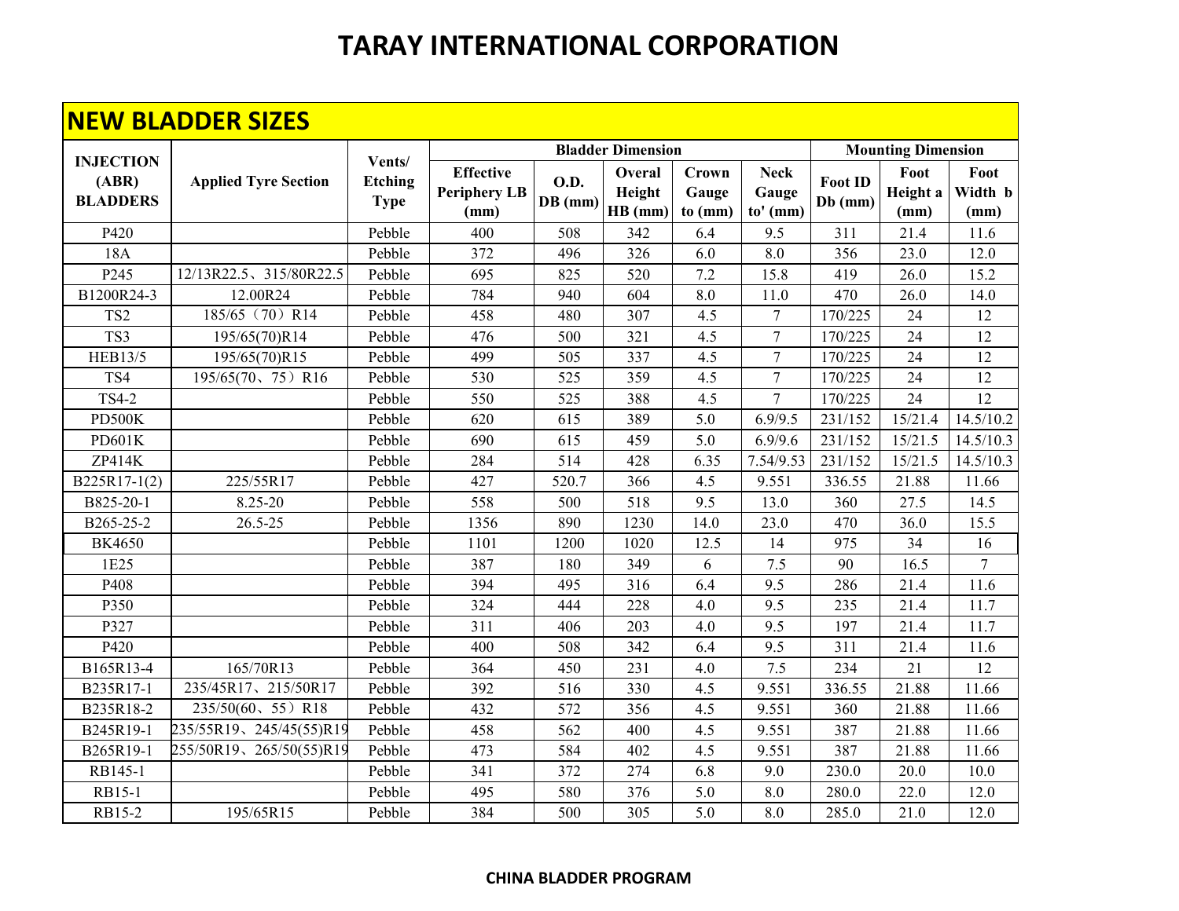# TARAY INTERNATIONAL CORPORATION

## NEW BLADDER SIZES

| INJECTION (ABR) BLADDERS | Applied Tyre Section | Vents/ Etching Type | Bladder Dimension | | | | | Mounting Dimension | | |
|---|---|---|---|---|---|---|---|---|---|---|
| | | | Effective Periphery LB (mm) | O.D. DB (mm) | Overal Height HB (mm) | Crown Gauge to (mm) | Neck Gauge to' (mm) | Foot ID Db (mm) | Foot Height a (mm) | Foot Width b (mm) |
| P420 | | Pebble | 400 | 508 | 342 | 6.4 | 9.5 | 311 | 21.4 | 11.6 |
| 18A | | Pebble | 372 | 496 | 326 | 6.0 | 8.0 | 356 | 23.0 | 12.0 |
| P245 | 12/13R22.5、315/80R22.5 | Pebble | 695 | 825 | 520 | 7.2 | 15.8 | 419 | 26.0 | 15.2 |
| B1200R24-3 | 12.00R24 | Pebble | 784 | 940 | 604 | 8.0 | 11.0 | 470 | 26.0 | 14.0 |
| TS2 | 185/65（70）R14 | Pebble | 458 | 480 | 307 | 4.5 | 7 | 170/225 | 24 | 12 |
| TS3 | 195/65(70)R14 | Pebble | 476 | 500 | 321 | 4.5 | 7 | 170/225 | 24 | 12 |
| HEB13/5 | 195/65(70)R15 | Pebble | 499 | 505 | 337 | 4.5 | 7 | 170/225 | 24 | 12 |
| TS4 | 195/65(70、75）R16 | Pebble | 530 | 525 | 359 | 4.5 | 7 | 170/225 | 24 | 12 |
| TS4-2 | | Pebble | 550 | 525 | 388 | 4.5 | 7 | 170/225 | 24 | 12 |
| PD500K | | Pebble | 620 | 615 | 389 | 5.0 | 6.9/9.5 | 231/152 | 15/21.4 | 14.5/10.2 |
| PD601K | | Pebble | 690 | 615 | 459 | 5.0 | 6.9/9.6 | 231/152 | 15/21.5 | 14.5/10.3 |
| ZP414K | | Pebble | 284 | 514 | 428 | 6.35 | 7.54/9.53 | 231/152 | 15/21.5 | 14.5/10.3 |
| B225R17-1(2) | 225/55R17 | Pebble | 427 | 520.7 | 366 | 4.5 | 9.551 | 336.55 | 21.88 | 11.66 |
| B825-20-1 | 8.25-20 | Pebble | 558 | 500 | 518 | 9.5 | 13.0 | 360 | 27.5 | 14.5 |
| B265-25-2 | 26.5-25 | Pebble | 1356 | 890 | 1230 | 14.0 | 23.0 | 470 | 36.0 | 15.5 |
| BK4650 | | Pebble | 1101 | 1200 | 1020 | 12.5 | 14 | 975 | 34 | 16 |
| 1E25 | | Pebble | 387 | 180 | 349 | 6 | 7.5 | 90 | 16.5 | 7 |
| P408 | | Pebble | 394 | 495 | 316 | 6.4 | 9.5 | 286 | 21.4 | 11.6 |
| P350 | | Pebble | 324 | 444 | 228 | 4.0 | 9.5 | 235 | 21.4 | 11.7 |
| P327 | | Pebble | 311 | 406 | 203 | 4.0 | 9.5 | 197 | 21.4 | 11.7 |
| P420 | | Pebble | 400 | 508 | 342 | 6.4 | 9.5 | 311 | 21.4 | 11.6 |
| B165R13-4 | 165/70R13 | Pebble | 364 | 450 | 231 | 4.0 | 7.5 | 234 | 21 | 12 |
| B235R17-1 | 235/45R17、215/50R17 | Pebble | 392 | 516 | 330 | 4.5 | 9.551 | 336.55 | 21.88 | 11.66 |
| B235R18-2 | 235/50(60、55）R18 | Pebble | 432 | 572 | 356 | 4.5 | 9.551 | 360 | 21.88 | 11.66 |
| B245R19-1 | 235/55R19、245/45(55)R19 | Pebble | 458 | 562 | 400 | 4.5 | 9.551 | 387 | 21.88 | 11.66 |
| B265R19-1 | 255/50R19、265/50(55)R19 | Pebble | 473 | 584 | 402 | 4.5 | 9.551 | 387 | 21.88 | 11.66 |
| RB145-1 | | Pebble | 341 | 372 | 274 | 6.8 | 9.0 | 230.0 | 20.0 | 10.0 |
| RB15-1 | | Pebble | 495 | 580 | 376 | 5.0 | 8.0 | 280.0 | 22.0 | 12.0 |
| RB15-2 | 195/65R15 | Pebble | 384 | 500 | 305 | 5.0 | 8.0 | 285.0 | 21.0 | 12.0 |

**CHINA BLADDER PROGRAM**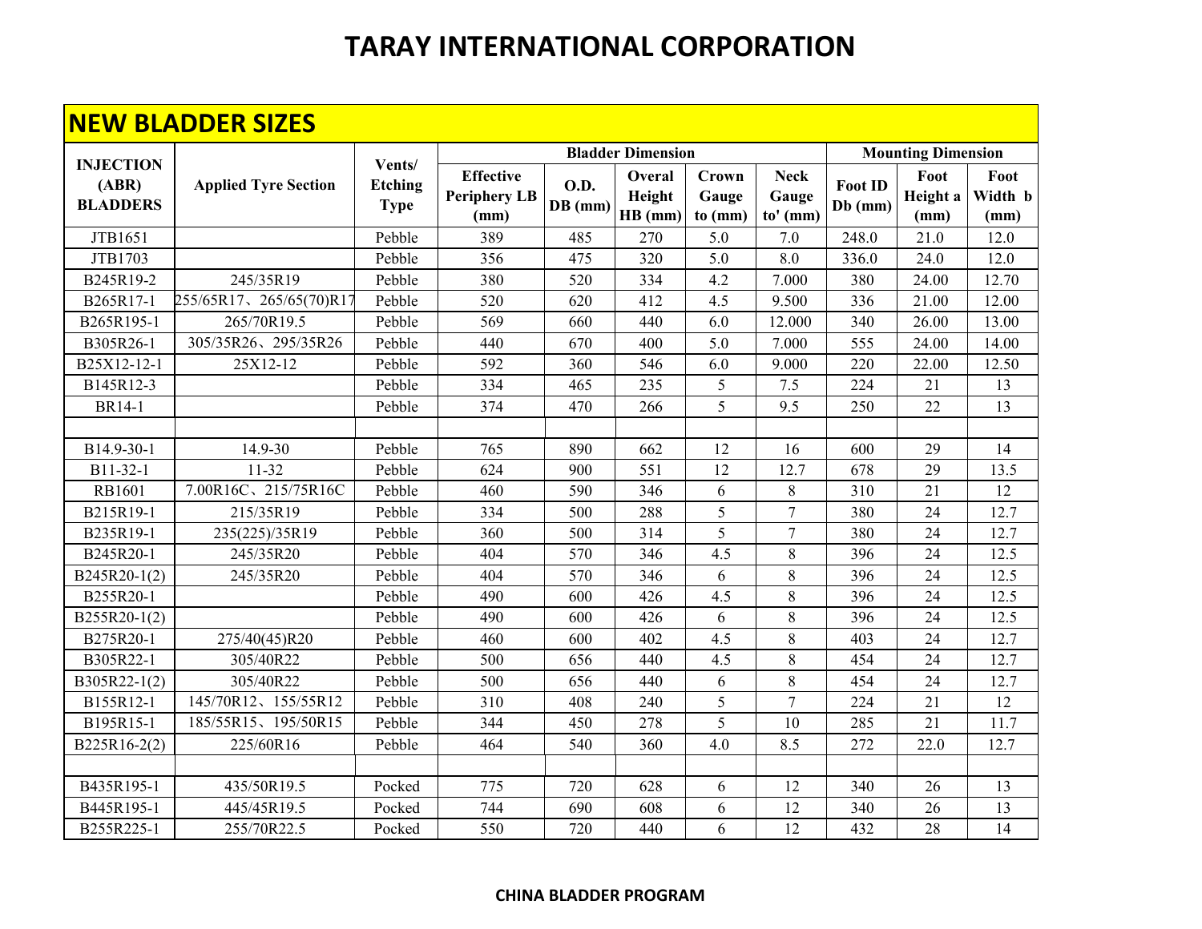# TARAY INTERNATIONAL CORPORATION

## NEW BLADDER SIZES

| INJECTION (ABR) BLADDERS | Applied Tyre Section | Vents/ Etching Type | Bladder Dimension | | | | | Mounting Dimension | | |
|---|---|---|---|---|---|---|---|---|---|---|
| | | | Effective Periphery LB (mm) | O.D. DB (mm) | Overal Height HB (mm) | Crown Gauge to (mm) | Neck Gauge to' (mm) | Foot ID Db (mm) | Foot Height a (mm) | Foot Width b (mm) |
| JTB1651 | | Pebble | 389 | 485 | 270 | 5.0 | 7.0 | 248.0 | 21.0 | 12.0 |
| JTB1703 | | Pebble | 356 | 475 | 320 | 5.0 | 8.0 | 336.0 | 24.0 | 12.0 |
| B245R19-2 | 245/35R19 | Pebble | 380 | 520 | 334 | 4.2 | 7.000 | 380 | 24.00 | 12.70 |
| B265R17-1 | 255/65R17、265/65(70)R17 | Pebble | 520 | 620 | 412 | 4.5 | 9.500 | 336 | 21.00 | 12.00 |
| B265R195-1 | 265/70R19.5 | Pebble | 569 | 660 | 440 | 6.0 | 12.000 | 340 | 26.00 | 13.00 |
| B305R26-1 | 305/35R26、295/35R26 | Pebble | 440 | 670 | 400 | 5.0 | 7.000 | 555 | 24.00 | 14.00 |
| B25X12-12-1 | 25X12-12 | Pebble | 592 | 360 | 546 | 6.0 | 9.000 | 220 | 22.00 | 12.50 |
| B145R12-3 | | Pebble | 334 | 465 | 235 | 5 | 7.5 | 224 | 21 | 13 |
| BR14-1 | | Pebble | 374 | 470 | 266 | 5 | 9.5 | 250 | 22 | 13 |
| | | | | | | | | | | |
| B14.9-30-1 | 14.9-30 | Pebble | 765 | 890 | 662 | 12 | 16 | 600 | 29 | 14 |
| B11-32-1 | 11-32 | Pebble | 624 | 900 | 551 | 12 | 12.7 | 678 | 29 | 13.5 |
| RB1601 | 7.00R16C、215/75R16C | Pebble | 460 | 590 | 346 | 6 | 8 | 310 | 21 | 12 |
| B215R19-1 | 215/35R19 | Pebble | 334 | 500 | 288 | 5 | 7 | 380 | 24 | 12.7 |
| B235R19-1 | 235(225)/35R19 | Pebble | 360 | 500 | 314 | 5 | 7 | 380 | 24 | 12.7 |
| B245R20-1 | 245/35R20 | Pebble | 404 | 570 | 346 | 4.5 | 8 | 396 | 24 | 12.5 |
| B245R20-1(2) | 245/35R20 | Pebble | 404 | 570 | 346 | 6 | 8 | 396 | 24 | 12.5 |
| B255R20-1 | | Pebble | 490 | 600 | 426 | 4.5 | 8 | 396 | 24 | 12.5 |
| B255R20-1(2) | | Pebble | 490 | 600 | 426 | 6 | 8 | 396 | 24 | 12.5 |
| B275R20-1 | 275/40(45)R20 | Pebble | 460 | 600 | 402 | 4.5 | 8 | 403 | 24 | 12.7 |
| B305R22-1 | 305/40R22 | Pebble | 500 | 656 | 440 | 4.5 | 8 | 454 | 24 | 12.7 |
| B305R22-1(2) | 305/40R22 | Pebble | 500 | 656 | 440 | 6 | 8 | 454 | 24 | 12.7 |
| B155R12-1 | 145/70R12、155/55R12 | Pebble | 310 | 408 | 240 | 5 | 7 | 224 | 21 | 12 |
| B195R15-1 | 185/55R15、195/50R15 | Pebble | 344 | 450 | 278 | 5 | 10 | 285 | 21 | 11.7 |
| B225R16-2(2) | 225/60R16 | Pebble | 464 | 540 | 360 | 4.0 | 8.5 | 272 | 22.0 | 12.7 |
| | | | | | | | | | | |
| B435R195-1 | 435/50R19.5 | Pocked | 775 | 720 | 628 | 6 | 12 | 340 | 26 | 13 |
| B445R195-1 | 445/45R19.5 | Pocked | 744 | 690 | 608 | 6 | 12 | 340 | 26 | 13 |
| B255R225-1 | 255/70R22.5 | Pocked | 550 | 720 | 440 | 6 | 12 | 432 | 28 | 14 |

**CHINA BLADDER PROGRAM**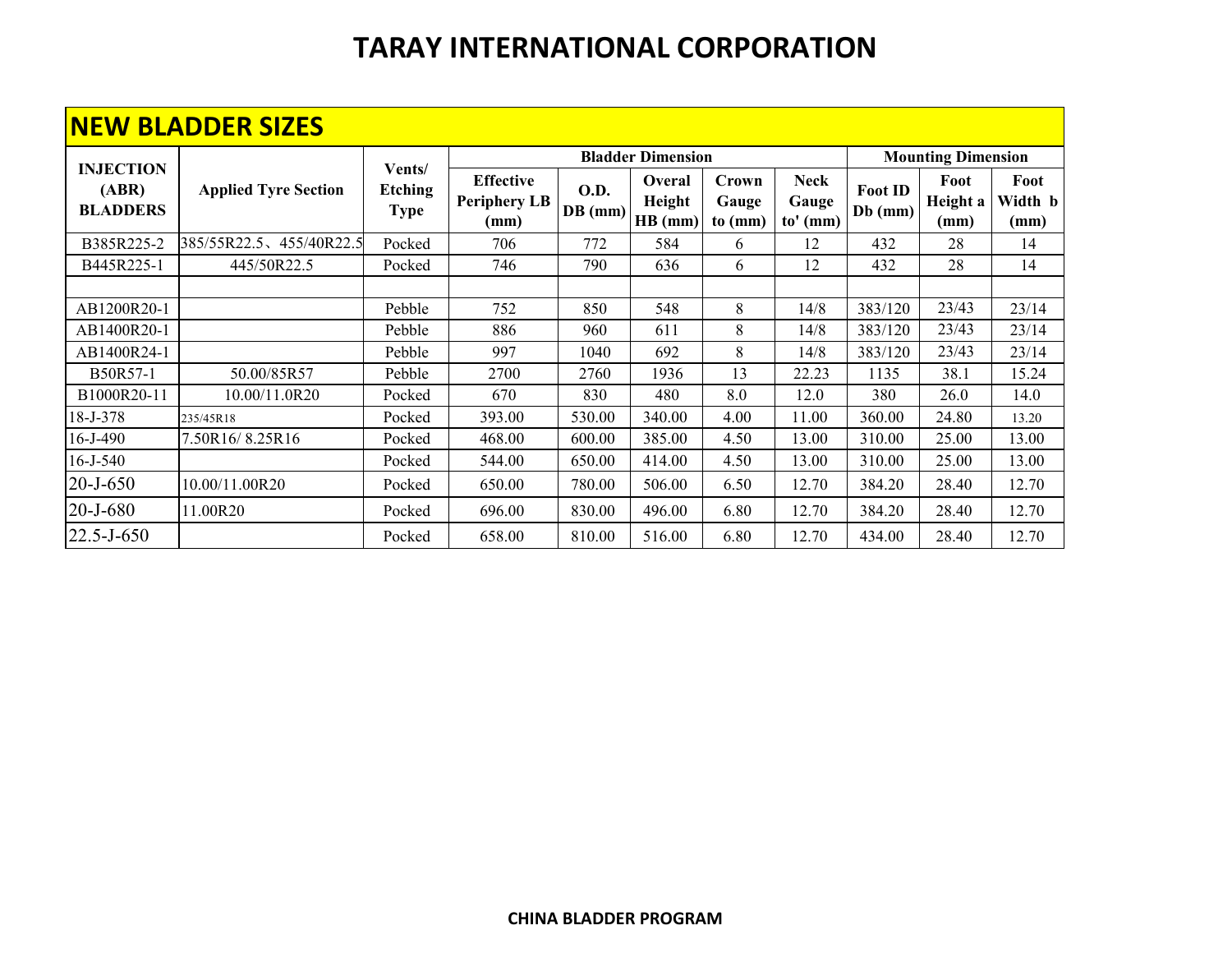# TARAY INTERNATIONAL CORPORATION

## NEW BLADDER SIZES

| INJECTION (ABR) BLADDERS | Applied Tyre Section | Vents/ Etching Type | Bladder Dimension | | | | | Mounting Dimension | | |
|---|---|---|---|---|---|---|---|---|---|---|
| | | | Effective Periphery LB (mm) | O.D. DB (mm) | Overal Height HB (mm) | Crown Gauge to (mm) | Neck Gauge to' (mm) | Foot ID Db (mm) | Foot Height a (mm) | Foot Width b (mm) |
| B385R225-2 | 385/55R22.5、455/40R22.5 | Pocked | 706 | 772 | 584 | 6 | 12 | 432 | 28 | 14 |
| B445R225-1 | 445/50R22.5 | Pocked | 746 | 790 | 636 | 6 | 12 | 432 | 28 | 14 |
| | | | | | | | | | | |
| AB1200R20-1 | | Pebble | 752 | 850 | 548 | 8 | 14/8 | 383/120 | 23/43 | 23/14 |
| AB1400R20-1 | | Pebble | 886 | 960 | 611 | 8 | 14/8 | 383/120 | 23/43 | 23/14 |
| AB1400R24-1 | | Pebble | 997 | 1040 | 692 | 8 | 14/8 | 383/120 | 23/43 | 23/14 |
| B50R57-1 | 50.00/85R57 | Pebble | 2700 | 2760 | 1936 | 13 | 22.23 | 1135 | 38.1 | 15.24 |
| B1000R20-11 | 10.00/11.0R20 | Pocked | 670 | 830 | 480 | 8.0 | 12.0 | 380 | 26.0 | 14.0 |
| 18-J-378 | 235/45R18 | Pocked | 393.00 | 530.00 | 340.00 | 4.00 | 11.00 | 360.00 | 24.80 | 13.20 |
| 16-J-490 | 7.50R16/ 8.25R16 | Pocked | 468.00 | 600.00 | 385.00 | 4.50 | 13.00 | 310.00 | 25.00 | 13.00 |
| 16-J-540 | | Pocked | 544.00 | 650.00 | 414.00 | 4.50 | 13.00 | 310.00 | 25.00 | 13.00 |
| 20-J-650 | 10.00/11.00R20 | Pocked | 650.00 | 780.00 | 506.00 | 6.50 | 12.70 | 384.20 | 28.40 | 12.70 |
| 20-J-680 | 11.00R20 | Pocked | 696.00 | 830.00 | 496.00 | 6.80 | 12.70 | 384.20 | 28.40 | 12.70 |
| 22.5-J-650 | | Pocked | 658.00 | 810.00 | 516.00 | 6.80 | 12.70 | 434.00 | 28.40 | 12.70 |

**CHINA BLADDER PROGRAM**